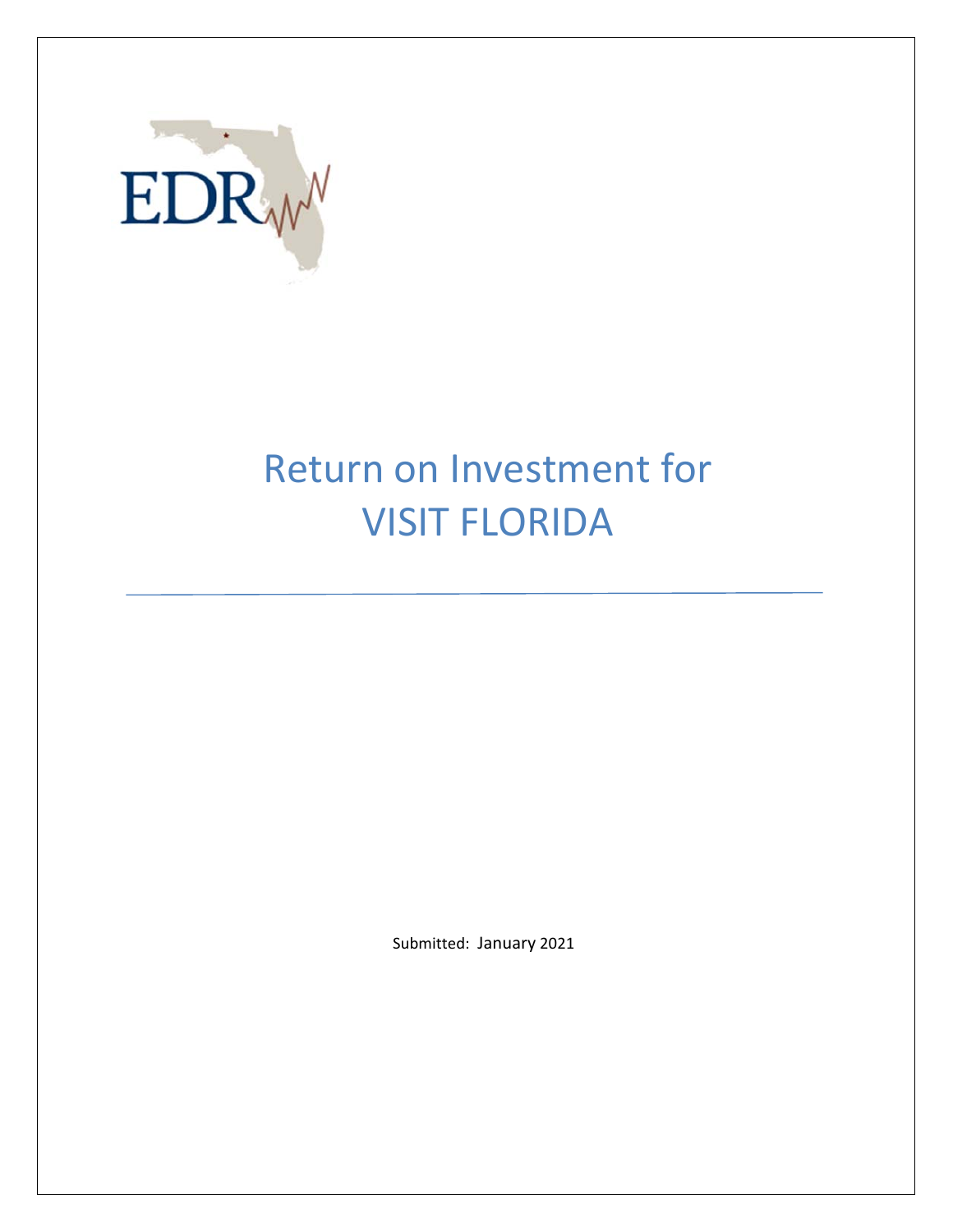EDR

# Return on Investment for VISIT FLORIDA

Submitted: January 2021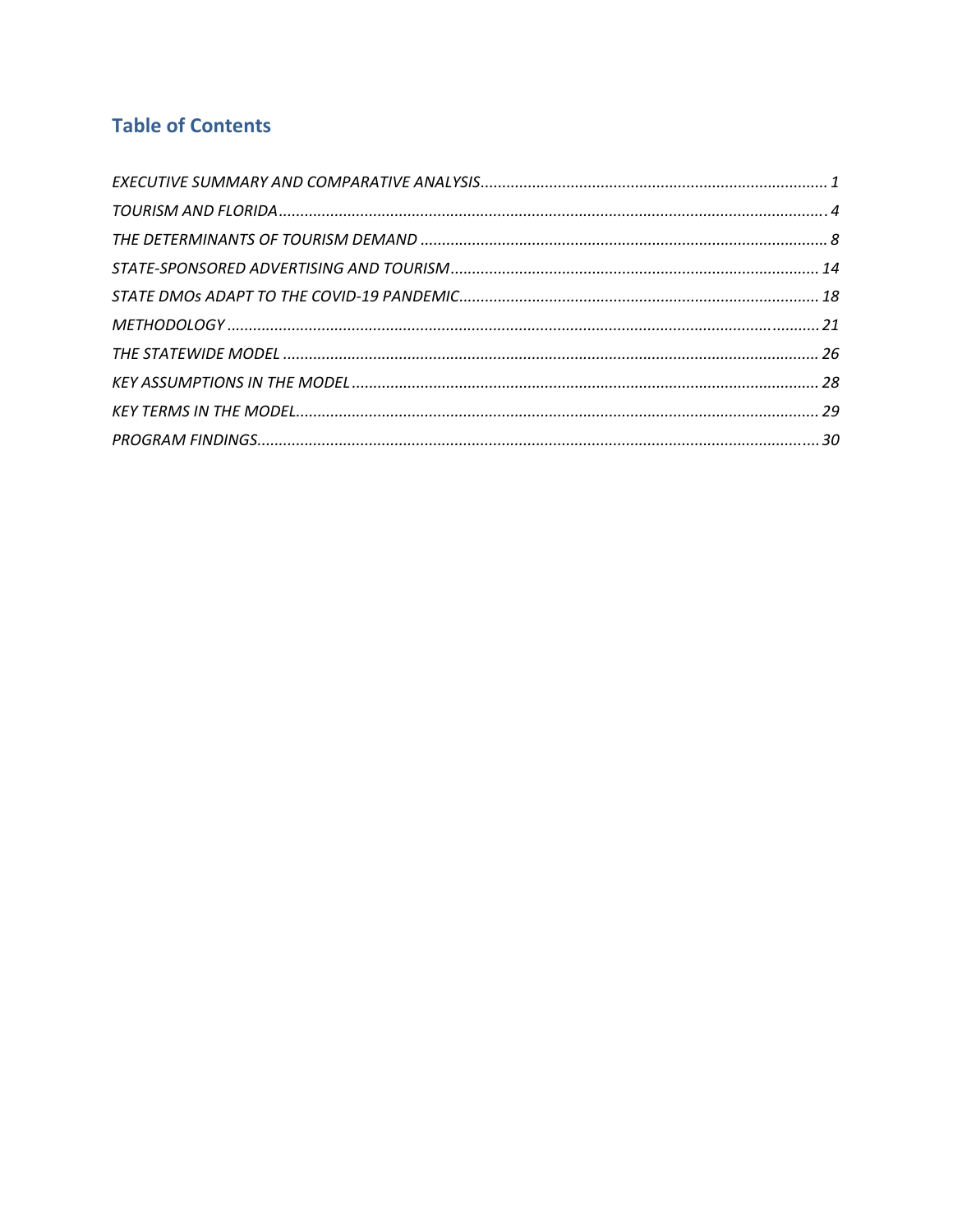## Table of Contents

*EXECUTIVE SUMMARY AND COMPARATIVE ANALYSIS* ........ *1*

*TOURISM AND FLORIDA* ........ *4*

*THE DETERMINANTS OF TOURISM DEMAND* ........ *8*

*STATE-SPONSORED ADVERTISING AND TOURISM* ........ *14*

*STATE DMOs ADAPT TO THE COVID-19 PANDEMIC* ........ *18*

*METHODOLOGY* ........ *21*

*THE STATEWIDE MODEL* ........ *26*

*KEY ASSUMPTIONS IN THE MODEL* ........ *28*

*KEY TERMS IN THE MODEL* ........ *29*

*PROGRAM FINDINGS* ........ *30*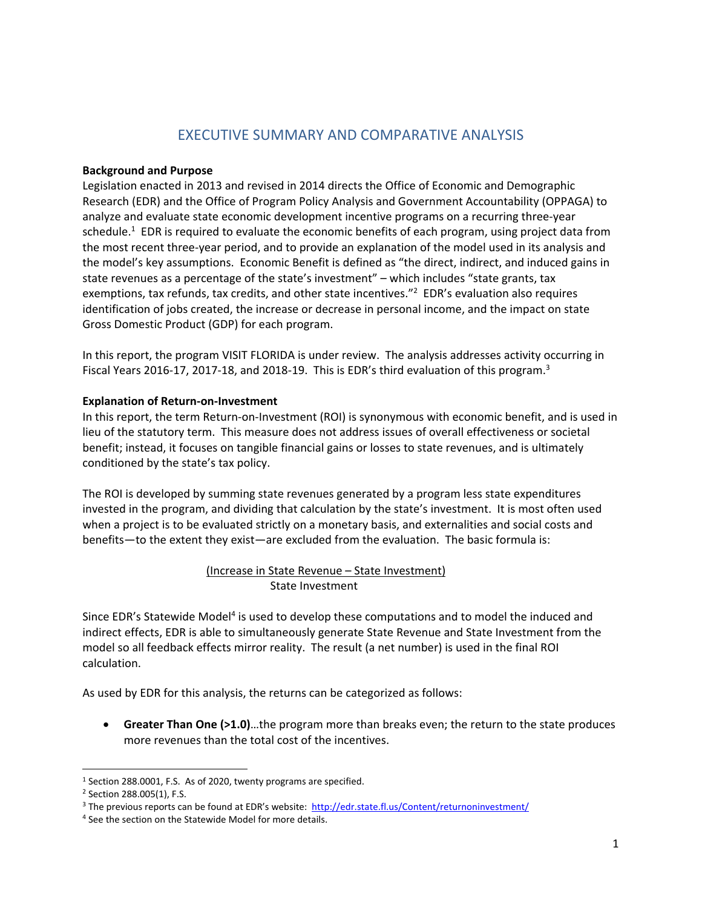# EXECUTIVE SUMMARY AND COMPARATIVE ANALYSIS

**Background and Purpose**

Legislation enacted in 2013 and revised in 2014 directs the Office of Economic and Demographic Research (EDR) and the Office of Program Policy Analysis and Government Accountability (OPPAGA) to analyze and evaluate state economic development incentive programs on a recurring three-year schedule.[1] EDR is required to evaluate the economic benefits of each program, using project data from the most recent three-year period, and to provide an explanation of the model used in its analysis and the model's key assumptions. Economic Benefit is defined as "the direct, indirect, and induced gains in state revenues as a percentage of the state's investment" – which includes "state grants, tax exemptions, tax refunds, tax credits, and other state incentives."[2] EDR's evaluation also requires identification of jobs created, the increase or decrease in personal income, and the impact on state Gross Domestic Product (GDP) for each program.

In this report, the program VISIT FLORIDA is under review. The analysis addresses activity occurring in Fiscal Years 2016-17, 2017-18, and 2018-19. This is EDR's third evaluation of this program.[3]

**Explanation of Return-on-Investment**

In this report, the term Return-on-Investment (ROI) is synonymous with economic benefit, and is used in lieu of the statutory term. This measure does not address issues of overall effectiveness or societal benefit; instead, it focuses on tangible financial gains or losses to state revenues, and is ultimately conditioned by the state's tax policy.

The ROI is developed by summing state revenues generated by a program less state expenditures invested in the program, and dividing that calculation by the state's investment. It is most often used when a project is to be evaluated strictly on a monetary basis, and externalities and social costs and benefits—to the extent they exist—are excluded from the evaluation. The basic formula is:

$$\frac{\text{(Increase in State Revenue – State Investment)}}{\text{State Investment}}$$

Since EDR's Statewide Model[4] is used to develop these computations and to model the induced and indirect effects, EDR is able to simultaneously generate State Revenue and State Investment from the model so all feedback effects mirror reality. The result (a net number) is used in the final ROI calculation.

As used by EDR for this analysis, the returns can be categorized as follows:

- **Greater Than One (>1.0)**…the program more than breaks even; the return to the state produces more revenues than the total cost of the incentives.

---

[1] Section 288.0001, F.S. As of 2020, twenty programs are specified.

[2] Section 288.005(1), F.S.

[3] The previous reports can be found at EDR's website: http://edr.state.fl.us/Content/returnoninvestment/

[4] See the section on the Statewide Model for more details.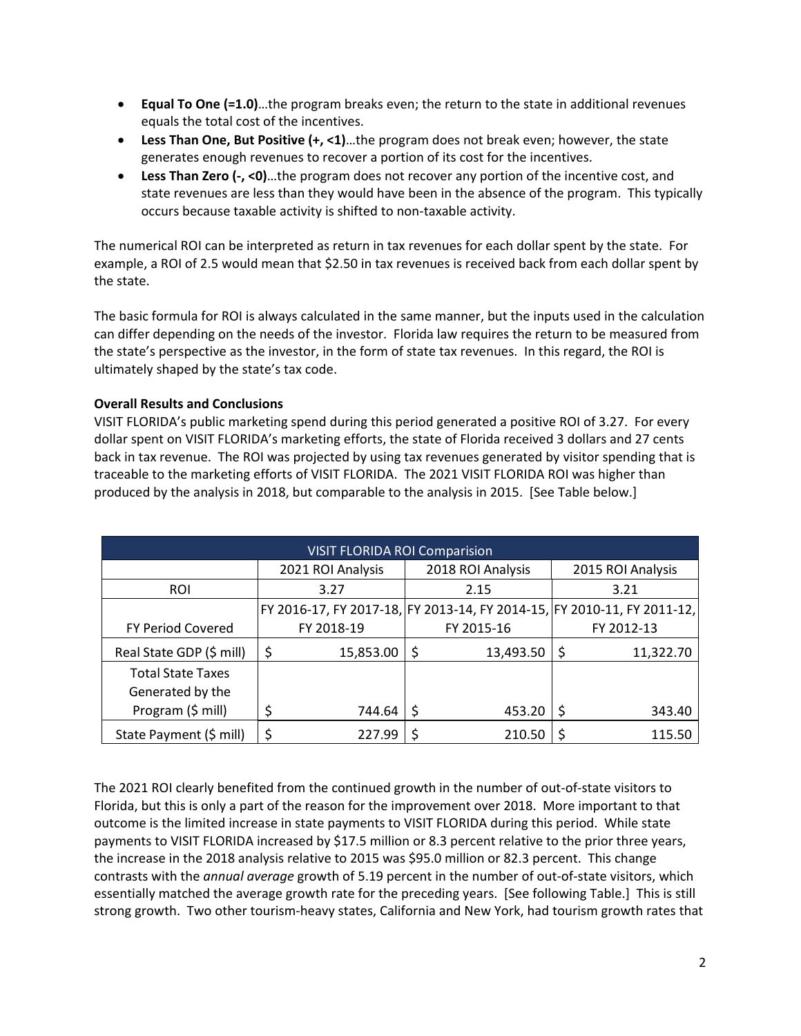- **Equal To One (=1.0)**…the program breaks even; the return to the state in additional revenues equals the total cost of the incentives.
- **Less Than One, But Positive (+, <1)**…the program does not break even; however, the state generates enough revenues to recover a portion of its cost for the incentives.
- **Less Than Zero (-, <0)**…the program does not recover any portion of the incentive cost, and state revenues are less than they would have been in the absence of the program. This typically occurs because taxable activity is shifted to non-taxable activity.

The numerical ROI can be interpreted as return in tax revenues for each dollar spent by the state. For example, a ROI of 2.5 would mean that $2.50 in tax revenues is received back from each dollar spent by the state.

The basic formula for ROI is always calculated in the same manner, but the inputs used in the calculation can differ depending on the needs of the investor. Florida law requires the return to be measured from the state's perspective as the investor, in the form of state tax revenues. In this regard, the ROI is ultimately shaped by the state's tax code.

**Overall Results and Conclusions**

VISIT FLORIDA's public marketing spend during this period generated a positive ROI of 3.27. For every dollar spent on VISIT FLORIDA's marketing efforts, the state of Florida received 3 dollars and 27 cents back in tax revenue. The ROI was projected by using tax revenues generated by visitor spending that is traceable to the marketing efforts of VISIT FLORIDA. The 2021 VISIT FLORIDA ROI was higher than produced by the analysis in 2018, but comparable to the analysis in 2015. [See Table below.]

| VISIT FLORIDA ROI Comparision | | | |
|---|---|---|---|
| | 2021 ROI Analysis | 2018 ROI Analysis | 2015 ROI Analysis |
| ROI | 3.27 | 2.15 | 3.21 |
| FY Period Covered | FY 2016-17, FY 2017-18, FY 2018-19 | FY 2013-14, FY 2014-15, FY 2015-16 | FY 2010-11, FY 2011-12, FY 2012-13 |
| Real State GDP ($ mill) | $ 15,853.00 | $ 13,493.50 | $ 11,322.70 |
| Total State Taxes Generated by the Program ($ mill) | $ 744.64 | $ 453.20 | $ 343.40 |
| State Payment ($ mill) | $ 227.99 | $ 210.50 | $ 115.50 |

The 2021 ROI clearly benefited from the continued growth in the number of out-of-state visitors to Florida, but this is only a part of the reason for the improvement over 2018. More important to that outcome is the limited increase in state payments to VISIT FLORIDA during this period. While state payments to VISIT FLORIDA increased by $17.5 million or 8.3 percent relative to the prior three years, the increase in the 2018 analysis relative to 2015 was $95.0 million or 82.3 percent. This change contrasts with the *annual average* growth of 5.19 percent in the number of out-of-state visitors, which essentially matched the average growth rate for the preceding years. [See following Table.] This is still strong growth. Two other tourism-heavy states, California and New York, had tourism growth rates that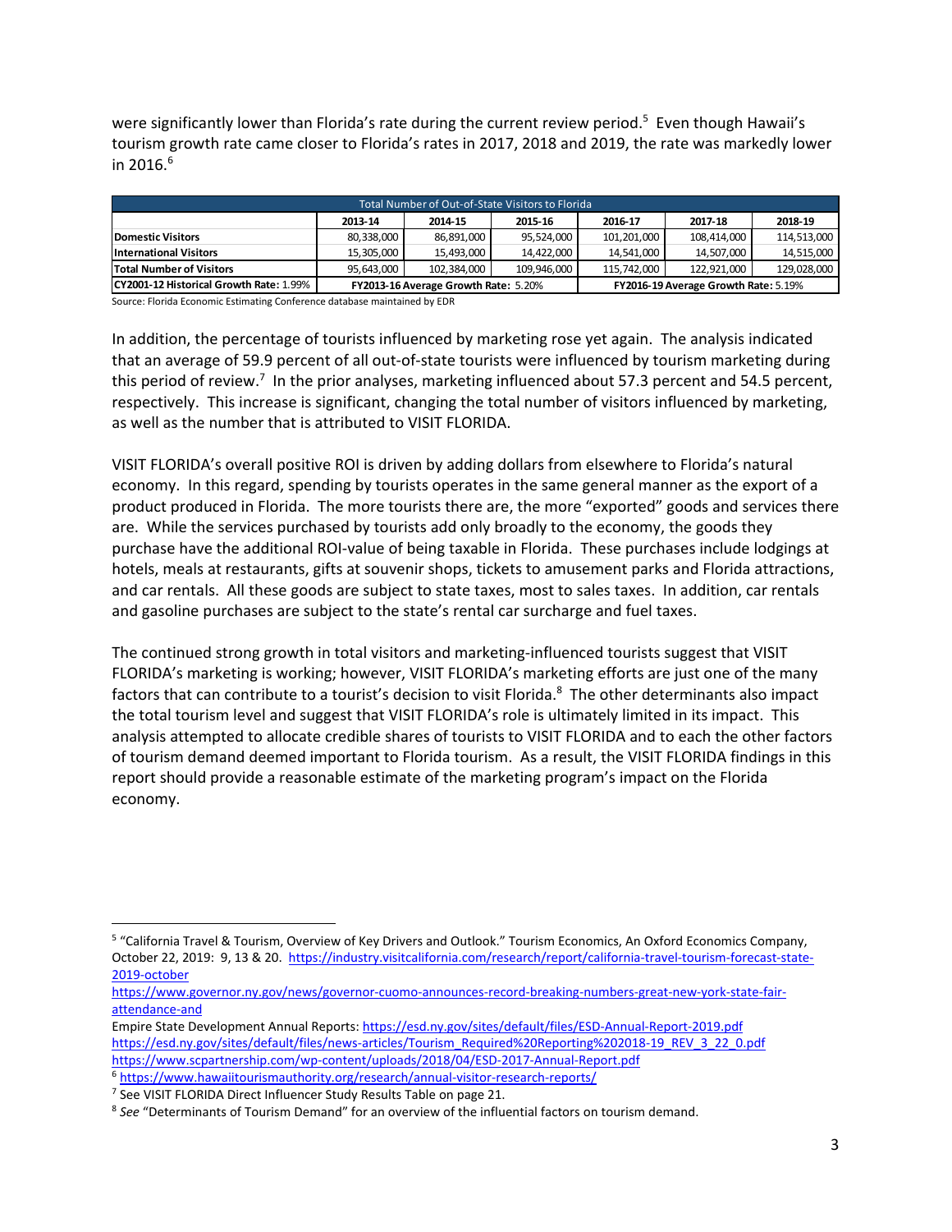were significantly lower than Florida's rate during the current review period.[5] Even though Hawaii's tourism growth rate came closer to Florida's rates in 2017, 2018 and 2019, the rate was markedly lower in 2016.[6]

| Total Number of Out-of-State Visitors to Florida | | | | | | |
|---|---|---|---|---|---|---|
| | 2013-14 | 2014-15 | 2015-16 | 2016-17 | 2017-18 | 2018-19 |
| **Domestic Visitors** | 80,338,000 | 86,891,000 | 95,524,000 | 101,201,000 | 108,414,000 | 114,513,000 |
| **International Visitors** | 15,305,000 | 15,493,000 | 14,422,000 | 14,541,000 | 14,507,000 | 14,515,000 |
| **Total Number of Visitors** | 95,643,000 | 102,384,000 | 109,946,000 | 115,742,000 | 122,921,000 | 129,028,000 |
| **CY2001-12 Historical Growth Rate:** 1.99% | **FY2013-16 Average Growth Rate:** 5.20% | | | **FY2016-19 Average Growth Rate:** 5.19% | | |

Source: Florida Economic Estimating Conference database maintained by EDR

In addition, the percentage of tourists influenced by marketing rose yet again. The analysis indicated that an average of 59.9 percent of all out-of-state tourists were influenced by tourism marketing during this period of review.[7] In the prior analyses, marketing influenced about 57.3 percent and 54.5 percent, respectively. This increase is significant, changing the total number of visitors influenced by marketing, as well as the number that is attributed to VISIT FLORIDA.

VISIT FLORIDA's overall positive ROI is driven by adding dollars from elsewhere to Florida's natural economy. In this regard, spending by tourists operates in the same general manner as the export of a product produced in Florida. The more tourists there are, the more "exported" goods and services there are. While the services purchased by tourists add only broadly to the economy, the goods they purchase have the additional ROI-value of being taxable in Florida. These purchases include lodgings at hotels, meals at restaurants, gifts at souvenir shops, tickets to amusement parks and Florida attractions, and car rentals. All these goods are subject to state taxes, most to sales taxes. In addition, car rentals and gasoline purchases are subject to the state's rental car surcharge and fuel taxes.

The continued strong growth in total visitors and marketing-influenced tourists suggest that VISIT FLORIDA's marketing is working; however, VISIT FLORIDA's marketing efforts are just one of the many factors that can contribute to a tourist's decision to visit Florida.[8] The other determinants also impact the total tourism level and suggest that VISIT FLORIDA's role is ultimately limited in its impact. This analysis attempted to allocate credible shares of tourists to VISIT FLORIDA and to each the other factors of tourism demand deemed important to Florida tourism. As a result, the VISIT FLORIDA findings in this report should provide a reasonable estimate of the marketing program's impact on the Florida economy.

---

[5] "California Travel & Tourism, Overview of Key Drivers and Outlook." Tourism Economics, An Oxford Economics Company, October 22, 2019: 9, 13 & 20. https://industry.visitcalifornia.com/research/report/california-travel-tourism-forecast-state-2019-october
https://www.governor.ny.gov/news/governor-cuomo-announces-record-breaking-numbers-great-new-york-state-fair-attendance-and
Empire State Development Annual Reports: https://esd.ny.gov/sites/default/files/ESD-Annual-Report-2019.pdf
https://esd.ny.gov/sites/default/files/news-articles/Tourism_Required%20Reporting%202018-19_REV_3_22_0.pdf
https://www.scpartnership.com/wp-content/uploads/2018/04/ESD-2017-Annual-Report.pdf

[6] https://www.hawaiitourismauthority.org/research/annual-visitor-research-reports/

[7] See VISIT FLORIDA Direct Influencer Study Results Table on page 21.

[8] *See* "Determinants of Tourism Demand" for an overview of the influential factors on tourism demand.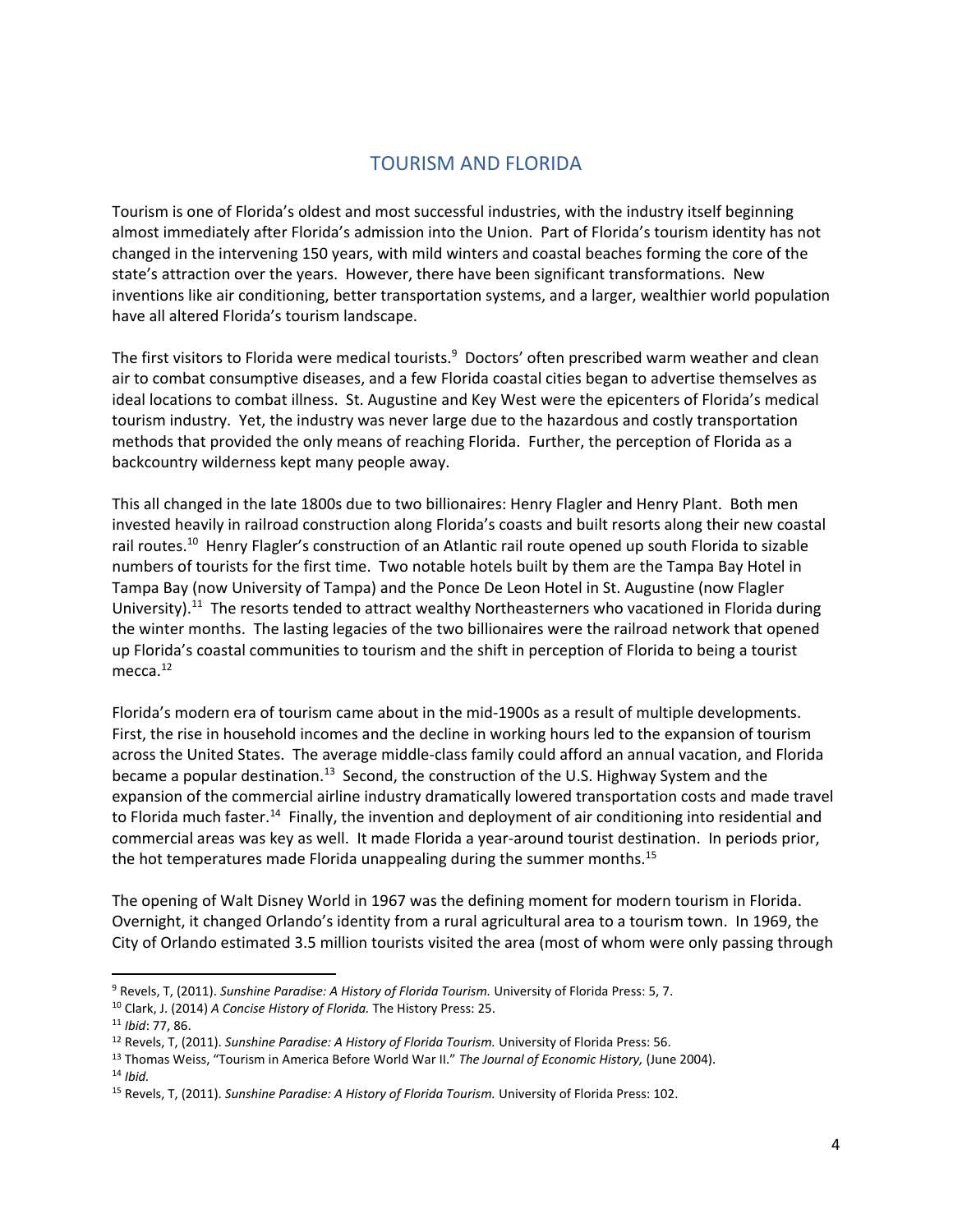# TOURISM AND FLORIDA

Tourism is one of Florida's oldest and most successful industries, with the industry itself beginning almost immediately after Florida's admission into the Union. Part of Florida's tourism identity has not changed in the intervening 150 years, with mild winters and coastal beaches forming the core of the state's attraction over the years. However, there have been significant transformations. New inventions like air conditioning, better transportation systems, and a larger, wealthier world population have all altered Florida's tourism landscape.

The first visitors to Florida were medical tourists.[9] Doctors' often prescribed warm weather and clean air to combat consumptive diseases, and a few Florida coastal cities began to advertise themselves as ideal locations to combat illness. St. Augustine and Key West were the epicenters of Florida's medical tourism industry. Yet, the industry was never large due to the hazardous and costly transportation methods that provided the only means of reaching Florida. Further, the perception of Florida as a backcountry wilderness kept many people away.

This all changed in the late 1800s due to two billionaires: Henry Flagler and Henry Plant. Both men invested heavily in railroad construction along Florida's coasts and built resorts along their new coastal rail routes.[10] Henry Flagler's construction of an Atlantic rail route opened up south Florida to sizable numbers of tourists for the first time. Two notable hotels built by them are the Tampa Bay Hotel in Tampa Bay (now University of Tampa) and the Ponce De Leon Hotel in St. Augustine (now Flagler University).[11] The resorts tended to attract wealthy Northeasterners who vacationed in Florida during the winter months. The lasting legacies of the two billionaires were the railroad network that opened up Florida's coastal communities to tourism and the shift in perception of Florida to being a tourist mecca.[12]

Florida's modern era of tourism came about in the mid-1900s as a result of multiple developments. First, the rise in household incomes and the decline in working hours led to the expansion of tourism across the United States. The average middle-class family could afford an annual vacation, and Florida became a popular destination.[13] Second, the construction of the U.S. Highway System and the expansion of the commercial airline industry dramatically lowered transportation costs and made travel to Florida much faster.[14] Finally, the invention and deployment of air conditioning into residential and commercial areas was key as well. It made Florida a year-around tourist destination. In periods prior, the hot temperatures made Florida unappealing during the summer months.[15]

The opening of Walt Disney World in 1967 was the defining moment for modern tourism in Florida. Overnight, it changed Orlando's identity from a rural agricultural area to a tourism town. In 1969, the City of Orlando estimated 3.5 million tourists visited the area (most of whom were only passing through

---

[9] Revels, T, (2011). *Sunshine Paradise: A History of Florida Tourism.* University of Florida Press: 5, 7.

[10] Clark, J. (2014) *A Concise History of Florida.* The History Press: 25.

[11] *Ibid*: 77, 86.

[12] Revels, T, (2011). *Sunshine Paradise: A History of Florida Tourism.* University of Florida Press: 56.

[13] Thomas Weiss, "Tourism in America Before World War II." *The Journal of Economic History,* (June 2004).

[14] *Ibid.*

[15] Revels, T, (2011). *Sunshine Paradise: A History of Florida Tourism.* University of Florida Press: 102.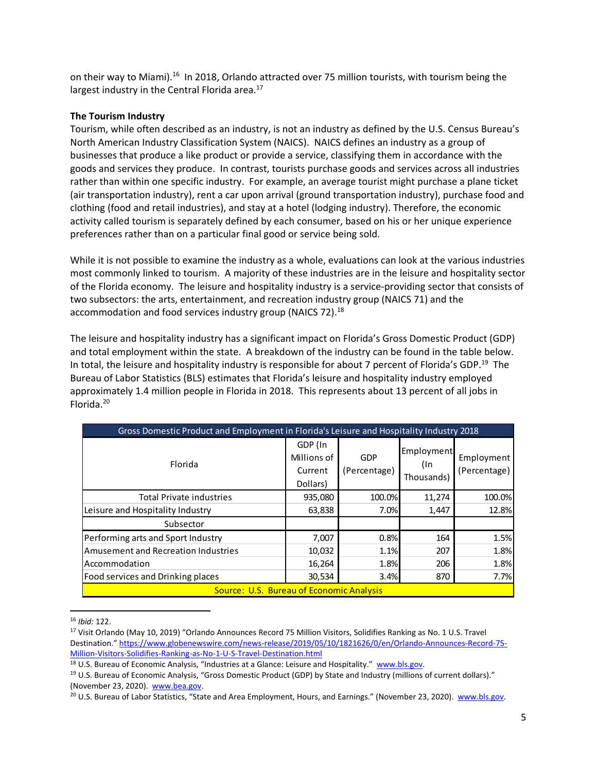on their way to Miami).[16] In 2018, Orlando attracted over 75 million tourists, with tourism being the largest industry in the Central Florida area.[17]

**The Tourism Industry**

Tourism, while often described as an industry, is not an industry as defined by the U.S. Census Bureau's North American Industry Classification System (NAICS). NAICS defines an industry as a group of businesses that produce a like product or provide a service, classifying them in accordance with the goods and services they produce. In contrast, tourists purchase goods and services across all industries rather than within one specific industry. For example, an average tourist might purchase a plane ticket (air transportation industry), rent a car upon arrival (ground transportation industry), purchase food and clothing (food and retail industries), and stay at a hotel (lodging industry). Therefore, the economic activity called tourism is separately defined by each consumer, based on his or her unique experience preferences rather than on a particular final good or service being sold.

While it is not possible to examine the industry as a whole, evaluations can look at the various industries most commonly linked to tourism. A majority of these industries are in the leisure and hospitality sector of the Florida economy. The leisure and hospitality industry is a service-providing sector that consists of two subsectors: the arts, entertainment, and recreation industry group (NAICS 71) and the accommodation and food services industry group (NAICS 72).[18]

The leisure and hospitality industry has a significant impact on Florida's Gross Domestic Product (GDP) and total employment within the state. A breakdown of the industry can be found in the table below. In total, the leisure and hospitality industry is responsible for about 7 percent of Florida's GDP.[19] The Bureau of Labor Statistics (BLS) estimates that Florida's leisure and hospitality industry employed approximately 1.4 million people in Florida in 2018. This represents about 13 percent of all jobs in Florida.[20]

| Gross Domestic Product and Employment in Florida's Leisure and Hospitality Industry 2018 | | | | |
|---|---|---|---|---|
| Florida | GDP (In Millions of Current Dollars) | GDP (Percentage) | Employment (In Thousands) | Employment (Percentage) |
| Total Private industries | 935,080 | 100.0% | 11,274 | 100.0% |
| Leisure and Hospitality Industry | 63,838 | 7.0% | 1,447 | 12.8% |
| Subsector | | | | |
| Performing arts and Sport Industry | 7,007 | 0.8% | 164 | 1.5% |
| Amusement and Recreation Industries | 10,032 | 1.1% | 207 | 1.8% |
| Accommodation | 16,264 | 1.8% | 206 | 1.8% |
| Food services and Drinking places | 30,534 | 3.4% | 870 | 7.7% |
| Source: U.S. Bureau of Economic Analysis | | | | |

[16] *Ibid:* 122.

[17] Visit Orlando (May 10, 2019) "Orlando Announces Record 75 Million Visitors, Solidifies Ranking as No. 1 U.S. Travel Destination." https://www.globenewswire.com/news-release/2019/05/10/1821626/0/en/Orlando-Announces-Record-75-Million-Visitors-Solidifies-Ranking-as-No-1-U-S-Travel-Destination.html

[18] U.S. Bureau of Economic Analysis, "Industries at a Glance: Leisure and Hospitality." www.bls.gov.

[19] U.S. Bureau of Economic Analysis, "Gross Domestic Product (GDP) by State and Industry (millions of current dollars)." (November 23, 2020). www.bea.gov.

[20] U.S. Bureau of Labor Statistics, "State and Area Employment, Hours, and Earnings." (November 23, 2020). www.bls.gov.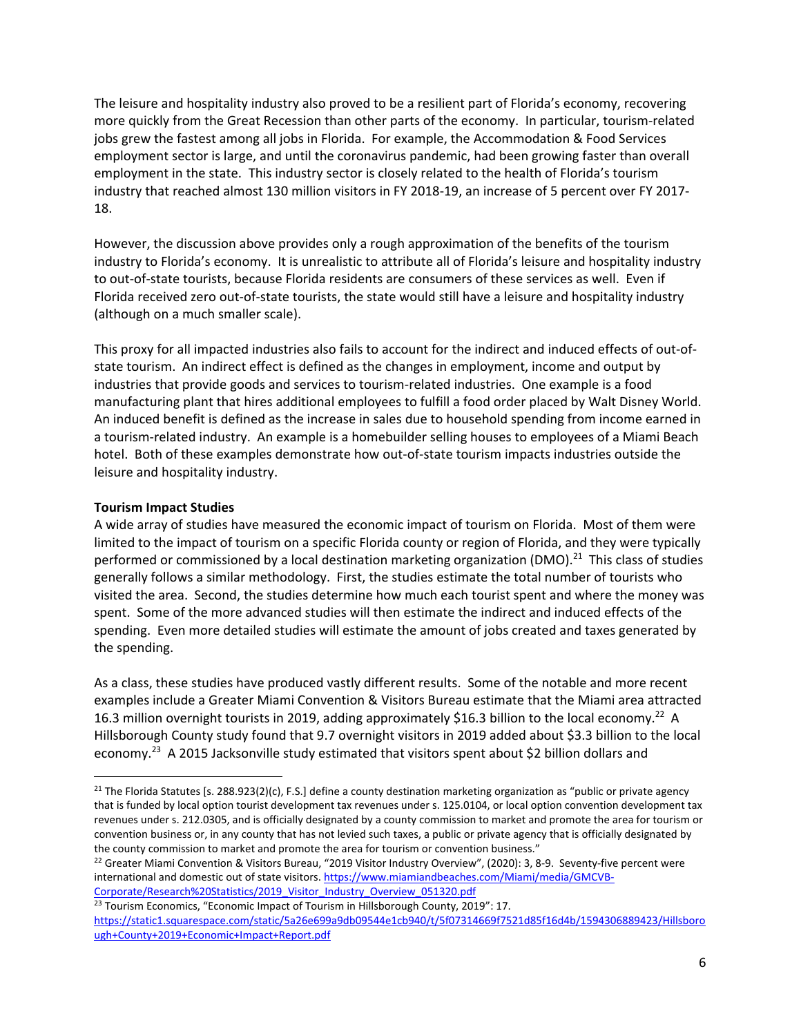The leisure and hospitality industry also proved to be a resilient part of Florida's economy, recovering more quickly from the Great Recession than other parts of the economy. In particular, tourism-related jobs grew the fastest among all jobs in Florida. For example, the Accommodation & Food Services employment sector is large, and until the coronavirus pandemic, had been growing faster than overall employment in the state. This industry sector is closely related to the health of Florida's tourism industry that reached almost 130 million visitors in FY 2018-19, an increase of 5 percent over FY 2017-18.

However, the discussion above provides only a rough approximation of the benefits of the tourism industry to Florida's economy. It is unrealistic to attribute all of Florida's leisure and hospitality industry to out-of-state tourists, because Florida residents are consumers of these services as well. Even if Florida received zero out-of-state tourists, the state would still have a leisure and hospitality industry (although on a much smaller scale).

This proxy for all impacted industries also fails to account for the indirect and induced effects of out-of-state tourism. An indirect effect is defined as the changes in employment, income and output by industries that provide goods and services to tourism-related industries. One example is a food manufacturing plant that hires additional employees to fulfill a food order placed by Walt Disney World. An induced benefit is defined as the increase in sales due to household spending from income earned in a tourism-related industry. An example is a homebuilder selling houses to employees of a Miami Beach hotel. Both of these examples demonstrate how out-of-state tourism impacts industries outside the leisure and hospitality industry.

**Tourism Impact Studies**

A wide array of studies have measured the economic impact of tourism on Florida. Most of them were limited to the impact of tourism on a specific Florida county or region of Florida, and they were typically performed or commissioned by a local destination marketing organization (DMO).[21] This class of studies generally follows a similar methodology. First, the studies estimate the total number of tourists who visited the area. Second, the studies determine how much each tourist spent and where the money was spent. Some of the more advanced studies will then estimate the indirect and induced effects of the spending. Even more detailed studies will estimate the amount of jobs created and taxes generated by the spending.

As a class, these studies have produced vastly different results. Some of the notable and more recent examples include a Greater Miami Convention & Visitors Bureau estimate that the Miami area attracted 16.3 million overnight tourists in 2019, adding approximately $16.3 billion to the local economy.[22] A Hillsborough County study found that 9.7 overnight visitors in 2019 added about $3.3 billion to the local economy.[23] A 2015 Jacksonville study estimated that visitors spent about $2 billion dollars and

---

[21] The Florida Statutes [s. 288.923(2)(c), F.S.] define a county destination marketing organization as "public or private agency that is funded by local option tourist development tax revenues under s. 125.0104, or local option convention development tax revenues under s. 212.0305, and is officially designated by a county commission to market and promote the area for tourism or convention business or, in any county that has not levied such taxes, a public or private agency that is officially designated by the county commission to market and promote the area for tourism or convention business."

[22] Greater Miami Convention & Visitors Bureau, "2019 Visitor Industry Overview", (2020): 3, 8-9. Seventy-five percent were international and domestic out of state visitors. https://www.miamiandbeaches.com/Miami/media/GMCVB-Corporate/Research%20Statistics/2019_Visitor_Industry_Overview_051320.pdf

[23] Tourism Economics, "Economic Impact of Tourism in Hillsborough County, 2019": 17. https://static1.squarespace.com/static/5a26e699a9db09544e1cb940/t/5f07314669f7521d85f16d4b/1594306889423/Hillsborough+County+2019+Economic+Impact+Report.pdf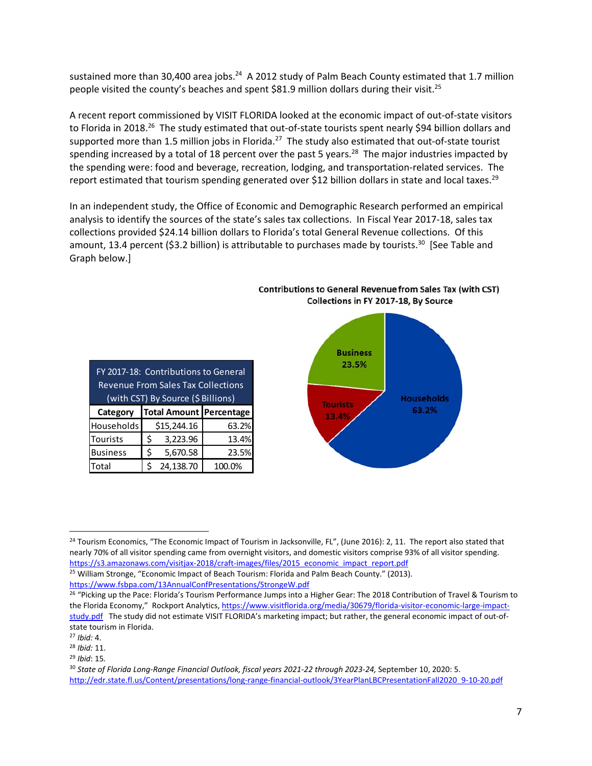sustained more than 30,400 area jobs.[24] A 2012 study of Palm Beach County estimated that 1.7 million people visited the county's beaches and spent $81.9 million dollars during their visit.[25]

A recent report commissioned by VISIT FLORIDA looked at the economic impact of out-of-state visitors to Florida in 2018.[26] The study estimated that out-of-state tourists spent nearly $94 billion dollars and supported more than 1.5 million jobs in Florida.[27] The study also estimated that out-of-state tourist spending increased by a total of 18 percent over the past 5 years.[28] The major industries impacted by the spending were: food and beverage, recreation, lodging, and transportation-related services. The report estimated that tourism spending generated over $12 billion dollars in state and local taxes.[29]

In an independent study, the Office of Economic and Demographic Research performed an empirical analysis to identify the sources of the state's sales tax collections. In Fiscal Year 2017-18, sales tax collections provided $24.14 billion dollars to Florida's total General Revenue collections. Of this amount, 13.4 percent ($3.2 billion) is attributable to purchases made by tourists.[30] [See Table and Graph below.]

| FY 2017-18: Contributions to General Revenue From Sales Tax Collections (with CST) By Source ($ Billions) | | |
|---|---|---|
| **Category** | **Total Amount** | **Percentage** |
| Households | $15,244.16 | 63.2% |
| Tourists | $ 3,223.96 | 13.4% |
| Business | $ 5,670.58 | 23.5% |
| Total | $ 24,138.70 | 100.0% |

**Contributions to General Revenue from Sales Tax (with CST) Collections in FY 2017-18, By Source**

- Households 63.2%
- Tourists 13.4%
- Business 23.5%

---

[24] Tourism Economics, "The Economic Impact of Tourism in Jacksonville, FL", (June 2016): 2, 11. The report also stated that nearly 70% of all visitor spending came from overnight visitors, and domestic visitors comprise 93% of all visitor spending. https://s3.amazonaws.com/visitjax-2018/craft-images/files/2015_economic_impact_report.pdf

[25] William Stronge, "Economic Impact of Beach Tourism: Florida and Palm Beach County." (2013). https://www.fsbpa.com/13AnnualConfPresentations/StrongeW.pdf

[26] "Picking up the Pace: Florida's Tourism Performance Jumps into a Higher Gear: The 2018 Contribution of Travel & Tourism to the Florida Economy," Rockport Analytics, https://www.visitflorida.org/media/30679/florida-visitor-economic-large-impact-study.pdf The study did not estimate VISIT FLORIDA's marketing impact; but rather, the general economic impact of out-of-state tourism in Florida.

[27] *Ibid:* 4.

[28] *Ibid:* 11.

[29] *Ibid*: 15.

[30] *State of Florida Long-Range Financial Outlook, fiscal years 2021-22 through 2023-24,* September 10, 2020: 5. http://edr.state.fl.us/Content/presentations/long-range-financial-outlook/3YearPlanLBCPresentationFall2020_9-10-20.pdf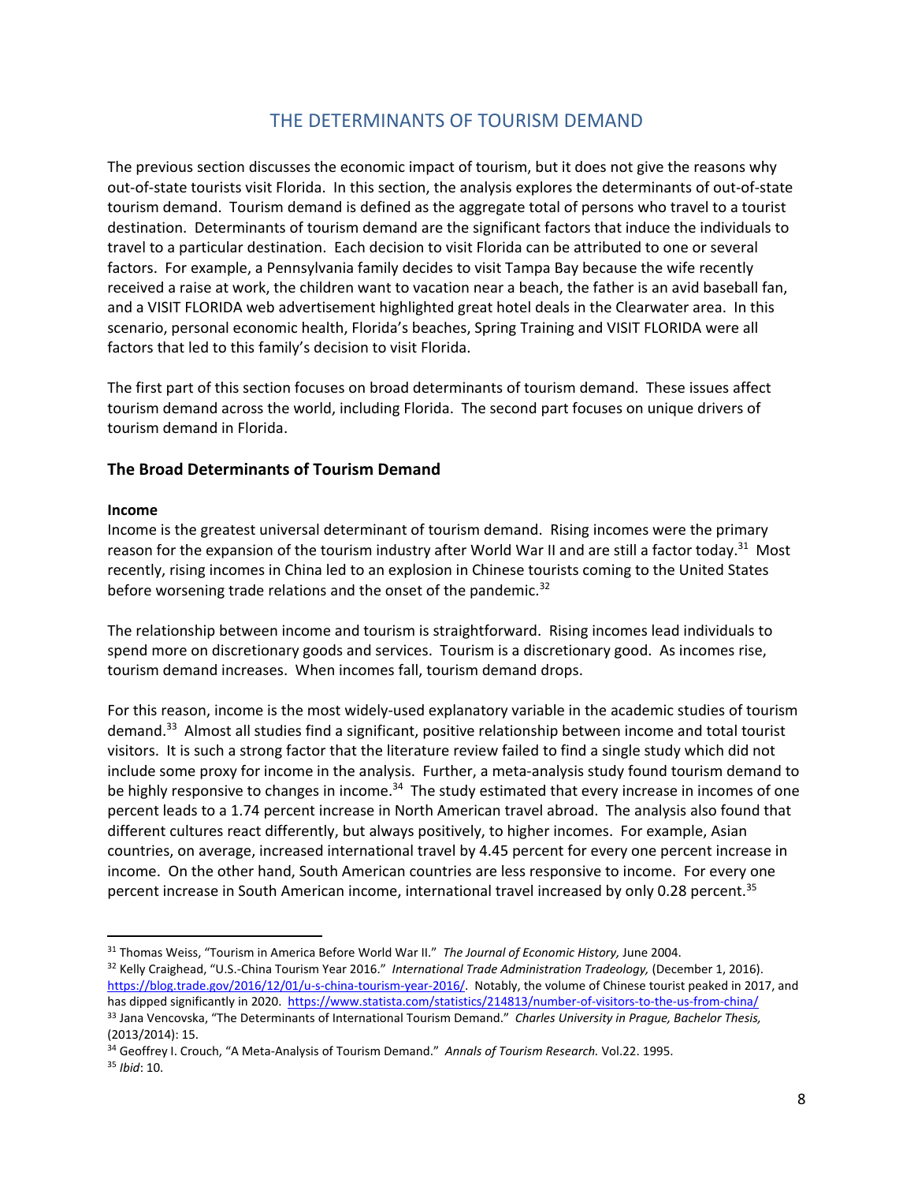# THE DETERMINANTS OF TOURISM DEMAND

The previous section discusses the economic impact of tourism, but it does not give the reasons why out-of-state tourists visit Florida. In this section, the analysis explores the determinants of out-of-state tourism demand. Tourism demand is defined as the aggregate total of persons who travel to a tourist destination. Determinants of tourism demand are the significant factors that induce the individuals to travel to a particular destination. Each decision to visit Florida can be attributed to one or several factors. For example, a Pennsylvania family decides to visit Tampa Bay because the wife recently received a raise at work, the children want to vacation near a beach, the father is an avid baseball fan, and a VISIT FLORIDA web advertisement highlighted great hotel deals in the Clearwater area. In this scenario, personal economic health, Florida's beaches, Spring Training and VISIT FLORIDA were all factors that led to this family's decision to visit Florida.

The first part of this section focuses on broad determinants of tourism demand. These issues affect tourism demand across the world, including Florida. The second part focuses on unique drivers of tourism demand in Florida.

## The Broad Determinants of Tourism Demand

### Income

Income is the greatest universal determinant of tourism demand. Rising incomes were the primary reason for the expansion of the tourism industry after World War II and are still a factor today.[31] Most recently, rising incomes in China led to an explosion in Chinese tourists coming to the United States before worsening trade relations and the onset of the pandemic.[32]

The relationship between income and tourism is straightforward. Rising incomes lead individuals to spend more on discretionary goods and services. Tourism is a discretionary good. As incomes rise, tourism demand increases. When incomes fall, tourism demand drops.

For this reason, income is the most widely-used explanatory variable in the academic studies of tourism demand.[33] Almost all studies find a significant, positive relationship between income and total tourist visitors. It is such a strong factor that the literature review failed to find a single study which did not include some proxy for income in the analysis. Further, a meta-analysis study found tourism demand to be highly responsive to changes in income.[34] The study estimated that every increase in incomes of one percent leads to a 1.74 percent increase in North American travel abroad. The analysis also found that different cultures react differently, but always positively, to higher incomes. For example, Asian countries, on average, increased international travel by 4.45 percent for every one percent increase in income. On the other hand, South American countries are less responsive to income. For every one percent increase in South American income, international travel increased by only 0.28 percent.[35]

---

[31] Thomas Weiss, "Tourism in America Before World War II." *The Journal of Economic History,* June 2004.

[32] Kelly Craighead, "U.S.-China Tourism Year 2016." *International Trade Administration Tradeology,* (December 1, 2016). https://blog.trade.gov/2016/12/01/u-s-china-tourism-year-2016/. Notably, the volume of Chinese tourist peaked in 2017, and has dipped significantly in 2020. https://www.statista.com/statistics/214813/number-of-visitors-to-the-us-from-china/

[33] Jana Vencovska, "The Determinants of International Tourism Demand." *Charles University in Prague, Bachelor Thesis,* (2013/2014): 15.

[34] Geoffrey I. Crouch, "A Meta-Analysis of Tourism Demand." *Annals of Tourism Research.* Vol.22. 1995.

[35] *Ibid*: 10.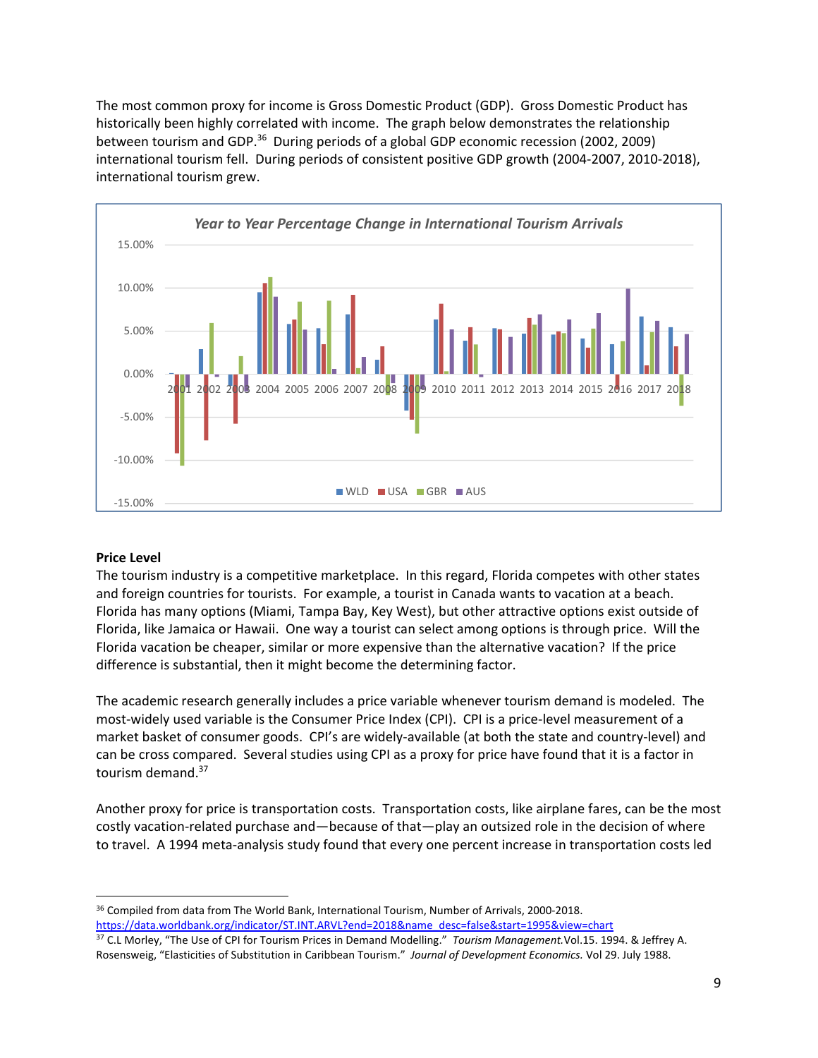The most common proxy for income is Gross Domestic Product (GDP). Gross Domestic Product has historically been highly correlated with income. The graph below demonstrates the relationship between tourism and GDP.[36] During periods of a global GDP economic recession (2002, 2009) international tourism fell. During periods of consistent positive GDP growth (2004-2007, 2010-2018), international tourism grew.

*Year to Year Percentage Change in International Tourism Arrivals*

### Price Level

The tourism industry is a competitive marketplace. In this regard, Florida competes with other states and foreign countries for tourists. For example, a tourist in Canada wants to vacation at a beach. Florida has many options (Miami, Tampa Bay, Key West), but other attractive options exist outside of Florida, like Jamaica or Hawaii. One way a tourist can select among options is through price. Will the Florida vacation be cheaper, similar or more expensive than the alternative vacation? If the price difference is substantial, then it might become the determining factor.

The academic research generally includes a price variable whenever tourism demand is modeled. The most-widely used variable is the Consumer Price Index (CPI). CPI is a price-level measurement of a market basket of consumer goods. CPI's are widely-available (at both the state and country-level) and can be cross compared. Several studies using CPI as a proxy for price have found that it is a factor in tourism demand.[37]

Another proxy for price is transportation costs. Transportation costs, like airplane fares, can be the most costly vacation-related purchase and—because of that—play an outsized role in the decision of where to travel. A 1994 meta-analysis study found that every one percent increase in transportation costs led

---

[36] Compiled from data from The World Bank, International Tourism, Number of Arrivals, 2000-2018. https://data.worldbank.org/indicator/ST.INT.ARVL?end=2018&name_desc=false&start=1995&view=chart

[37] C.L Morley, "The Use of CPI for Tourism Prices in Demand Modelling." *Tourism Management.* Vol.15. 1994. & Jeffrey A. Rosensweig, "Elasticities of Substitution in Caribbean Tourism." *Journal of Development Economics.* Vol 29. July 1988.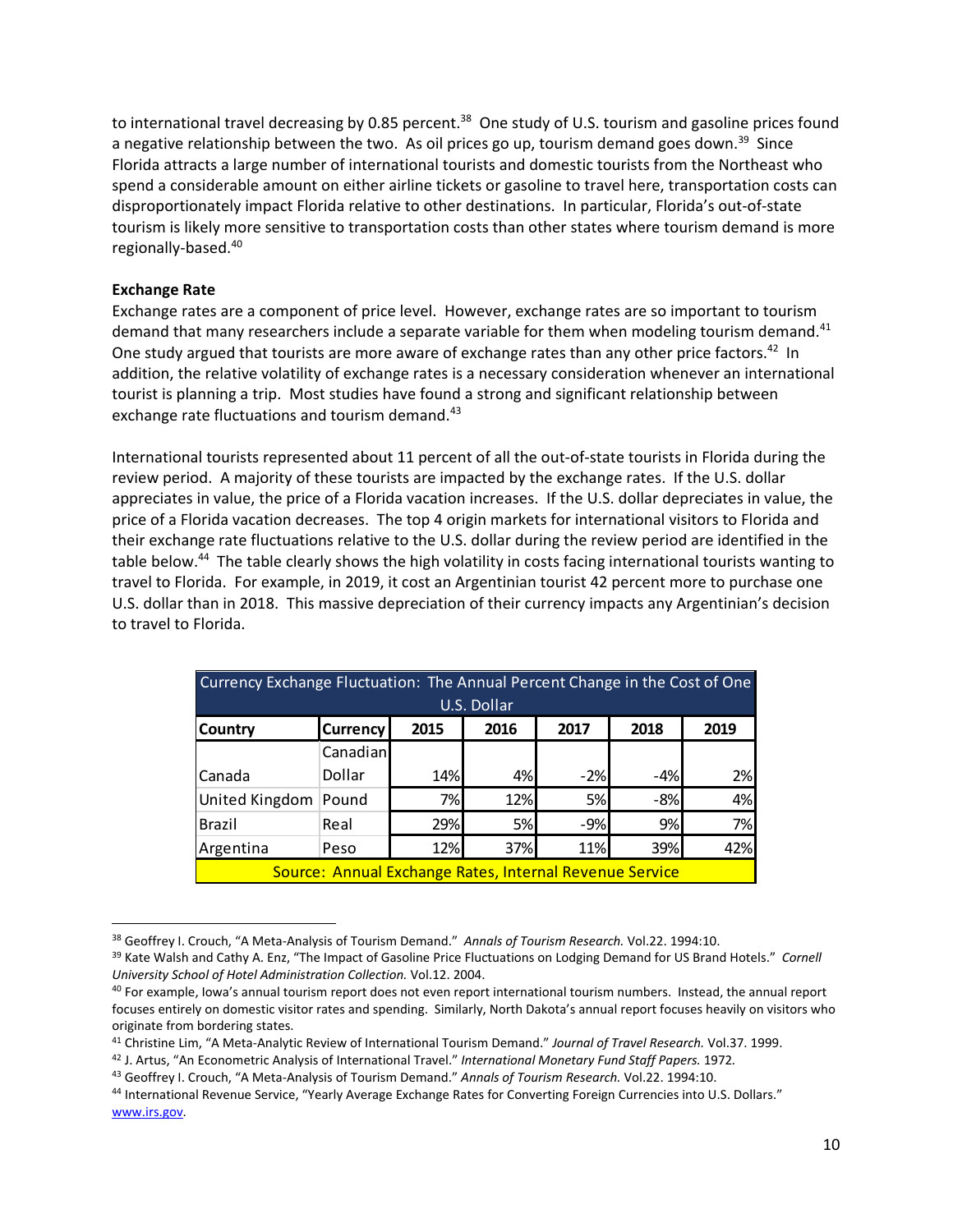to international travel decreasing by 0.85 percent.[38] One study of U.S. tourism and gasoline prices found a negative relationship between the two. As oil prices go up, tourism demand goes down.[39] Since Florida attracts a large number of international tourists and domestic tourists from the Northeast who spend a considerable amount on either airline tickets or gasoline to travel here, transportation costs can disproportionately impact Florida relative to other destinations. In particular, Florida's out-of-state tourism is likely more sensitive to transportation costs than other states where tourism demand is more regionally-based.[40]

**Exchange Rate**

Exchange rates are a component of price level. However, exchange rates are so important to tourism demand that many researchers include a separate variable for them when modeling tourism demand.[41] One study argued that tourists are more aware of exchange rates than any other price factors.[42] In addition, the relative volatility of exchange rates is a necessary consideration whenever an international tourist is planning a trip. Most studies have found a strong and significant relationship between exchange rate fluctuations and tourism demand.[43]

International tourists represented about 11 percent of all the out-of-state tourists in Florida during the review period. A majority of these tourists are impacted by the exchange rates. If the U.S. dollar appreciates in value, the price of a Florida vacation increases. If the U.S. dollar depreciates in value, the price of a Florida vacation decreases. The top 4 origin markets for international visitors to Florida and their exchange rate fluctuations relative to the U.S. dollar during the review period are identified in the table below.[44] The table clearly shows the high volatility in costs facing international tourists wanting to travel to Florida. For example, in 2019, it cost an Argentinian tourist 42 percent more to purchase one U.S. dollar than in 2018. This massive depreciation of their currency impacts any Argentinian's decision to travel to Florida.

Currency Exchange Fluctuation: The Annual Percent Change in the Cost of One U.S. Dollar

| Country | Currency | 2015 | 2016 | 2017 | 2018 | 2019 |
|---|---|---|---|---|---|---|
| Canada | Canadian Dollar | 14% | 4% | -2% | -4% | 2% |
| United Kingdom | Pound | 7% | 12% | 5% | -8% | 4% |
| Brazil | Real | 29% | 5% | -9% | 9% | 7% |
| Argentina | Peso | 12% | 37% | 11% | 39% | 42% |

Source: Annual Exchange Rates, Internal Revenue Service

---

[38] Geoffrey I. Crouch, "A Meta-Analysis of Tourism Demand." *Annals of Tourism Research.* Vol.22. 1994:10.

[39] Kate Walsh and Cathy A. Enz, "The Impact of Gasoline Price Fluctuations on Lodging Demand for US Brand Hotels." *Cornell University School of Hotel Administration Collection.* Vol.12. 2004.

[40] For example, Iowa's annual tourism report does not even report international tourism numbers. Instead, the annual report focuses entirely on domestic visitor rates and spending. Similarly, North Dakota's annual report focuses heavily on visitors who originate from bordering states.

[41] Christine Lim, "A Meta-Analytic Review of International Tourism Demand." *Journal of Travel Research.* Vol.37. 1999.

[42] J. Artus, "An Econometric Analysis of International Travel." *International Monetary Fund Staff Papers.* 1972.

[43] Geoffrey I. Crouch, "A Meta-Analysis of Tourism Demand." *Annals of Tourism Research.* Vol.22. 1994:10.

[44] International Revenue Service, "Yearly Average Exchange Rates for Converting Foreign Currencies into U.S. Dollars." www.irs.gov.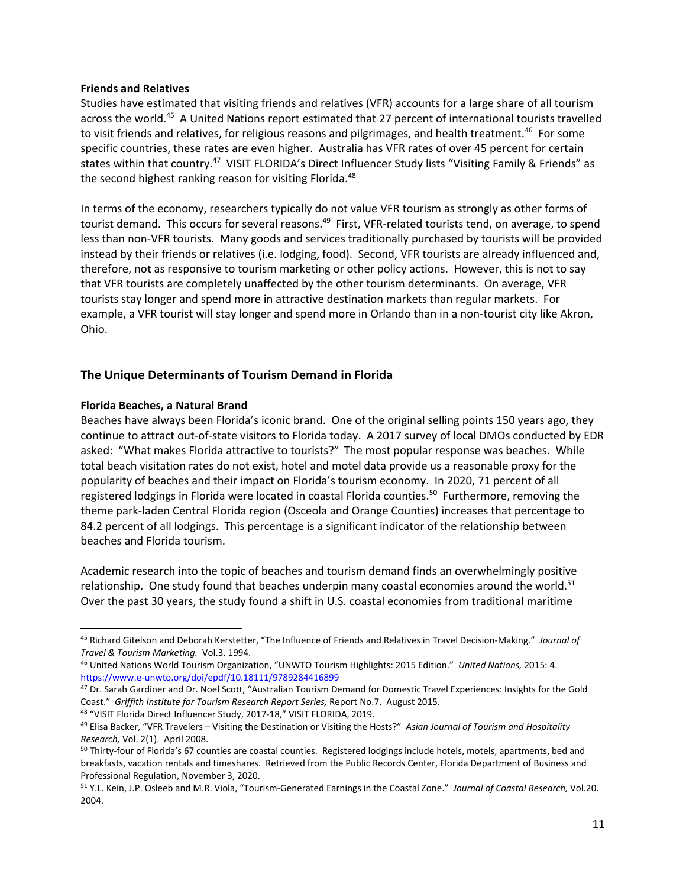**Friends and Relatives**

Studies have estimated that visiting friends and relatives (VFR) accounts for a large share of all tourism across the world.[45] A United Nations report estimated that 27 percent of international tourists travelled to visit friends and relatives, for religious reasons and pilgrimages, and health treatment.[46] For some specific countries, these rates are even higher. Australia has VFR rates of over 45 percent for certain states within that country.[47] VISIT FLORIDA's Direct Influencer Study lists "Visiting Family & Friends" as the second highest ranking reason for visiting Florida.[48]

In terms of the economy, researchers typically do not value VFR tourism as strongly as other forms of tourist demand. This occurs for several reasons.[49] First, VFR-related tourists tend, on average, to spend less than non-VFR tourists. Many goods and services traditionally purchased by tourists will be provided instead by their friends or relatives (i.e. lodging, food). Second, VFR tourists are already influenced and, therefore, not as responsive to tourism marketing or other policy actions. However, this is not to say that VFR tourists are completely unaffected by the other tourism determinants. On average, VFR tourists stay longer and spend more in attractive destination markets than regular markets. For example, a VFR tourist will stay longer and spend more in Orlando than in a non-tourist city like Akron, Ohio.

## The Unique Determinants of Tourism Demand in Florida

**Florida Beaches, a Natural Brand**

Beaches have always been Florida's iconic brand. One of the original selling points 150 years ago, they continue to attract out-of-state visitors to Florida today. A 2017 survey of local DMOs conducted by EDR asked: "What makes Florida attractive to tourists?" The most popular response was beaches. While total beach visitation rates do not exist, hotel and motel data provide us a reasonable proxy for the popularity of beaches and their impact on Florida's tourism economy. In 2020, 71 percent of all registered lodgings in Florida were located in coastal Florida counties.[50] Furthermore, removing the theme park-laden Central Florida region (Osceola and Orange Counties) increases that percentage to 84.2 percent of all lodgings. This percentage is a significant indicator of the relationship between beaches and Florida tourism.

Academic research into the topic of beaches and tourism demand finds an overwhelmingly positive relationship. One study found that beaches underpin many coastal economies around the world.[51] Over the past 30 years, the study found a shift in U.S. coastal economies from traditional maritime

---

[45] Richard Gitelson and Deborah Kerstetter, "The Influence of Friends and Relatives in Travel Decision-Making." *Journal of Travel & Tourism Marketing.* Vol.3. 1994.

[46] United Nations World Tourism Organization, "UNWTO Tourism Highlights: 2015 Edition." *United Nations,* 2015: 4. https://www.e-unwto.org/doi/epdf/10.18111/9789284416899

[47] Dr. Sarah Gardiner and Dr. Noel Scott, "Australian Tourism Demand for Domestic Travel Experiences: Insights for the Gold Coast." *Griffith Institute for Tourism Research Report Series,* Report No.7. August 2015.

[48] "VISIT Florida Direct Influencer Study, 2017-18," VISIT FLORIDA, 2019.

[49] Elisa Backer, "VFR Travelers – Visiting the Destination or Visiting the Hosts?" *Asian Journal of Tourism and Hospitality Research,* Vol. 2(1). April 2008.

[50] Thirty-four of Florida's 67 counties are coastal counties. Registered lodgings include hotels, motels, apartments, bed and breakfasts, vacation rentals and timeshares. Retrieved from the Public Records Center, Florida Department of Business and Professional Regulation, November 3, 2020.

[51] Y.L. Kein, J.P. Osleeb and M.R. Viola, "Tourism-Generated Earnings in the Coastal Zone." *Journal of Coastal Research,* Vol.20. 2004.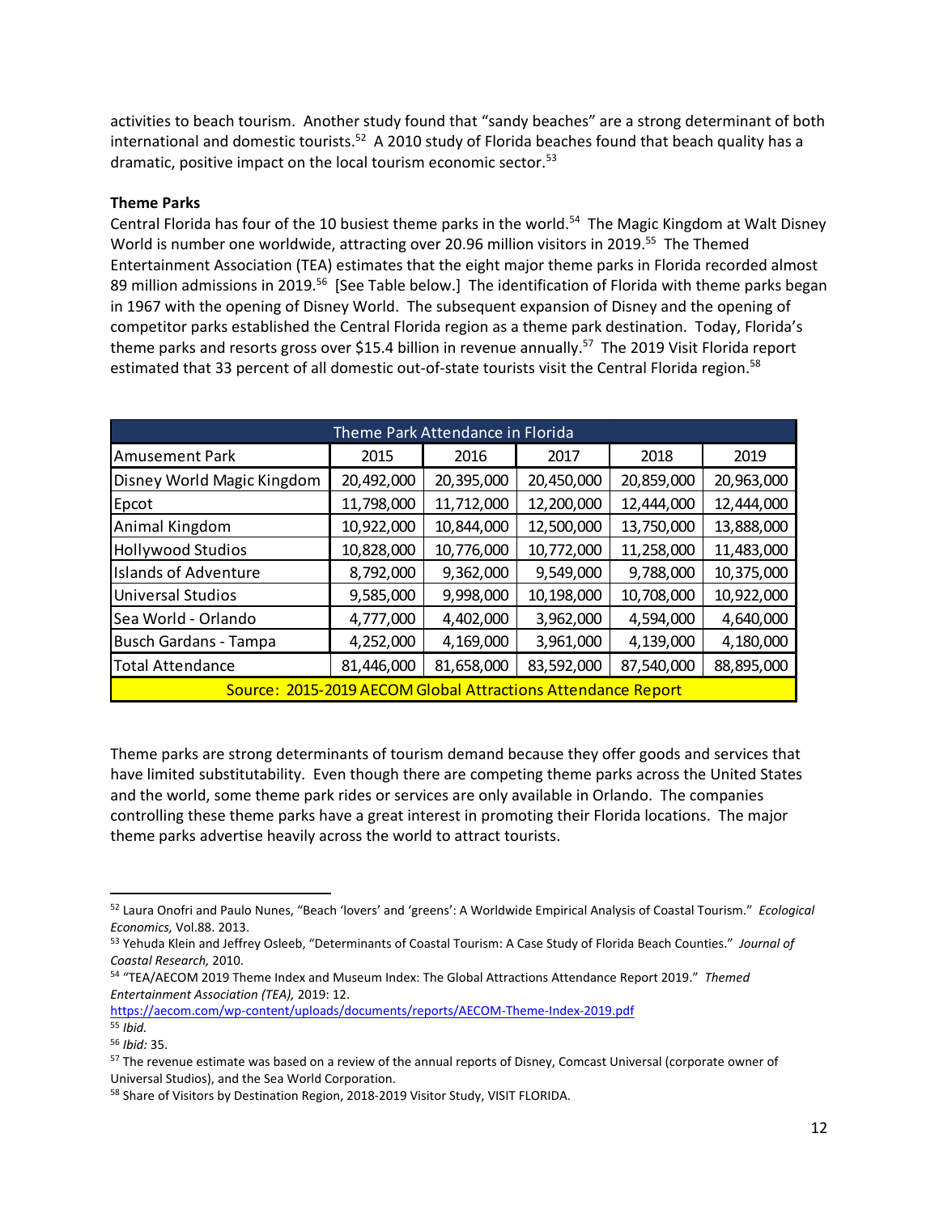activities to beach tourism. Another study found that "sandy beaches" are a strong determinant of both international and domestic tourists.[52] A 2010 study of Florida beaches found that beach quality has a dramatic, positive impact on the local tourism economic sector.[53]

**Theme Parks**

Central Florida has four of the 10 busiest theme parks in the world.[54] The Magic Kingdom at Walt Disney World is number one worldwide, attracting over 20.96 million visitors in 2019.[55] The Themed Entertainment Association (TEA) estimates that the eight major theme parks in Florida recorded almost 89 million admissions in 2019.[56] [See Table below.] The identification of Florida with theme parks began in 1967 with the opening of Disney World. The subsequent expansion of Disney and the opening of competitor parks established the Central Florida region as a theme park destination. Today, Florida's theme parks and resorts gross over $15.4 billion in revenue annually.[57] The 2019 Visit Florida report estimated that 33 percent of all domestic out-of-state tourists visit the Central Florida region.[58]

| Theme Park Attendance in Florida | | | | | |
|---|---|---|---|---|---|
| Amusement Park | 2015 | 2016 | 2017 | 2018 | 2019 |
| Disney World Magic Kingdom | 20,492,000 | 20,395,000 | 20,450,000 | 20,859,000 | 20,963,000 |
| Epcot | 11,798,000 | 11,712,000 | 12,200,000 | 12,444,000 | 12,444,000 |
| Animal Kingdom | 10,922,000 | 10,844,000 | 12,500,000 | 13,750,000 | 13,888,000 |
| Hollywood Studios | 10,828,000 | 10,776,000 | 10,772,000 | 11,258,000 | 11,483,000 |
| Islands of Adventure | 8,792,000 | 9,362,000 | 9,549,000 | 9,788,000 | 10,375,000 |
| Universal Studios | 9,585,000 | 9,998,000 | 10,198,000 | 10,708,000 | 10,922,000 |
| Sea World - Orlando | 4,777,000 | 4,402,000 | 3,962,000 | 4,594,000 | 4,640,000 |
| Busch Gardans - Tampa | 4,252,000 | 4,169,000 | 3,961,000 | 4,139,000 | 4,180,000 |
| Total Attendance | 81,446,000 | 81,658,000 | 83,592,000 | 87,540,000 | 88,895,000 |
| Source: 2015-2019 AECOM Global Attractions Attendance Report | | | | | |

Theme parks are strong determinants of tourism demand because they offer goods and services that have limited substitutability. Even though there are competing theme parks across the United States and the world, some theme park rides or services are only available in Orlando. The companies controlling these theme parks have a great interest in promoting their Florida locations. The major theme parks advertise heavily across the world to attract tourists.

---

[52] Laura Onofri and Paulo Nunes, "Beach 'lovers' and 'greens': A Worldwide Empirical Analysis of Coastal Tourism." *Ecological Economics,* Vol.88. 2013.

[53] Yehuda Klein and Jeffrey Osleeb, "Determinants of Coastal Tourism: A Case Study of Florida Beach Counties." *Journal of Coastal Research,* 2010.

[54] "TEA/AECOM 2019 Theme Index and Museum Index: The Global Attractions Attendance Report 2019." *Themed Entertainment Association (TEA),* 2019: 12. https://aecom.com/wp-content/uploads/documents/reports/AECOM-Theme-Index-2019.pdf

[55] *Ibid.*

[56] *Ibid:* 35.

[57] The revenue estimate was based on a review of the annual reports of Disney, Comcast Universal (corporate owner of Universal Studios), and the Sea World Corporation.

[58] Share of Visitors by Destination Region, 2018-2019 Visitor Study, VISIT FLORIDA.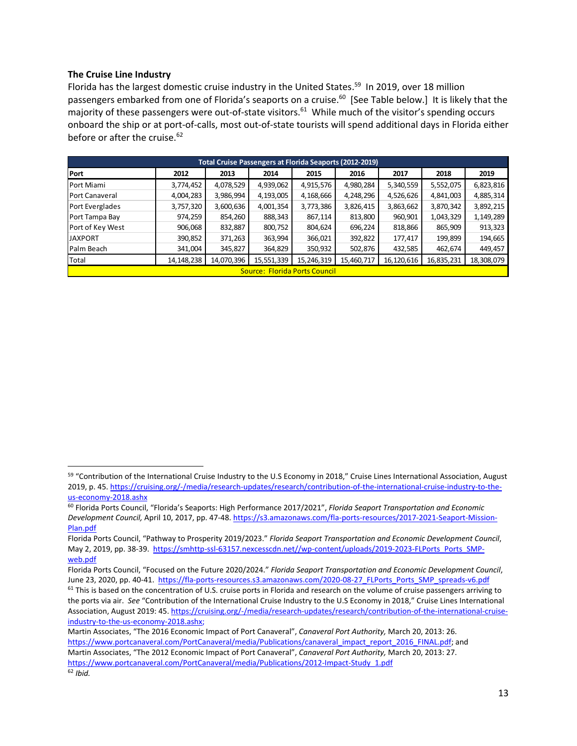### The Cruise Line Industry

Florida has the largest domestic cruise industry in the United States.[59] In 2019, over 18 million passengers embarked from one of Florida's seaports on a cruise.[60] [See Table below.] It is likely that the majority of these passengers were out-of-state visitors.[61] While much of the visitor's spending occurs onboard the ship or at port-of-calls, most out-of-state tourists will spend additional days in Florida either before or after the cruise.[62]

| Total Cruise Passengers at Florida Seaports (2012-2019) | | | | | | | | |
|---|---|---|---|---|---|---|---|---|
| Port | 2012 | 2013 | 2014 | 2015 | 2016 | 2017 | 2018 | 2019 |
| Port Miami | 3,774,452 | 4,078,529 | 4,939,062 | 4,915,576 | 4,980,284 | 5,340,559 | 5,552,075 | 6,823,816 |
| Port Canaveral | 4,004,283 | 3,986,994 | 4,193,005 | 4,168,666 | 4,248,296 | 4,526,626 | 4,841,003 | 4,885,314 |
| Port Everglades | 3,757,320 | 3,600,636 | 4,001,354 | 3,773,386 | 3,826,415 | 3,863,662 | 3,870,342 | 3,892,215 |
| Port Tampa Bay | 974,259 | 854,260 | 888,343 | 867,114 | 813,800 | 960,901 | 1,043,329 | 1,149,289 |
| Port of Key West | 906,068 | 832,887 | 800,752 | 804,624 | 696,224 | 818,866 | 865,909 | 913,323 |
| JAXPORT | 390,852 | 371,263 | 363,994 | 366,021 | 392,822 | 177,417 | 199,899 | 194,665 |
| Palm Beach | 341,004 | 345,827 | 364,829 | 350,932 | 502,876 | 432,585 | 462,674 | 449,457 |
| Total | 14,148,238 | 14,070,396 | 15,551,339 | 15,246,319 | 15,460,717 | 16,120,616 | 16,835,231 | 18,308,079 |
| Source: Florida Ports Council | | | | | | | | |

---

[59] "Contribution of the International Cruise Industry to the U.S Economy in 2018," Cruise Lines International Association, August 2019, p. 45. https://cruising.org/-/media/research-updates/research/contribution-of-the-international-cruise-industry-to-the-us-economy-2018.ashx

[60] Florida Ports Council, "Florida's Seaports: High Performance 2017/2021", *Florida Seaport Transportation and Economic Development Council,* April 10, 2017, pp. 47-48. https://s3.amazonaws.com/fla-ports-resources/2017-2021-Seaport-Mission-Plan.pdf

Florida Ports Council, "Pathway to Prosperity 2019/2023." *Florida Seaport Transportation and Economic Development Council*, May 2, 2019, pp. 38-39. https://smhttp-ssl-63157.nexcesscdn.net//wp-content/uploads/2019-2023-FLPorts_Ports_SMP-web.pdf

Florida Ports Council, "Focused on the Future 2020/2024." *Florida Seaport Transportation and Economic Development Council*, June 23, 2020, pp. 40-41. https://fla-ports-resources.s3.amazonaws.com/2020-08-27_FLPorts_Ports_SMP_spreads-v6.pdf

[61] This is based on the concentration of U.S. cruise ports in Florida and research on the volume of cruise passengers arriving to the ports via air. *See* "Contribution of the International Cruise Industry to the U.S Economy in 2018," Cruise Lines International Association, August 2019: 45. https://cruising.org/-/media/research-updates/research/contribution-of-the-international-cruise-industry-to-the-us-economy-2018.ashx;

Martin Associates, "The 2016 Economic Impact of Port Canaveral", *Canaveral Port Authority,* March 20, 2013: 26. https://www.portcanaveral.com/PortCanaveral/media/Publications/canaveral_impact_report_2016_FINAL.pdf; and Martin Associates, "The 2012 Economic Impact of Port Canaveral", *Canaveral Port Authority,* March 20, 2013: 27. https://www.portcanaveral.com/PortCanaveral/media/Publications/2012-Impact-Study_1.pdf

[62] *Ibid.*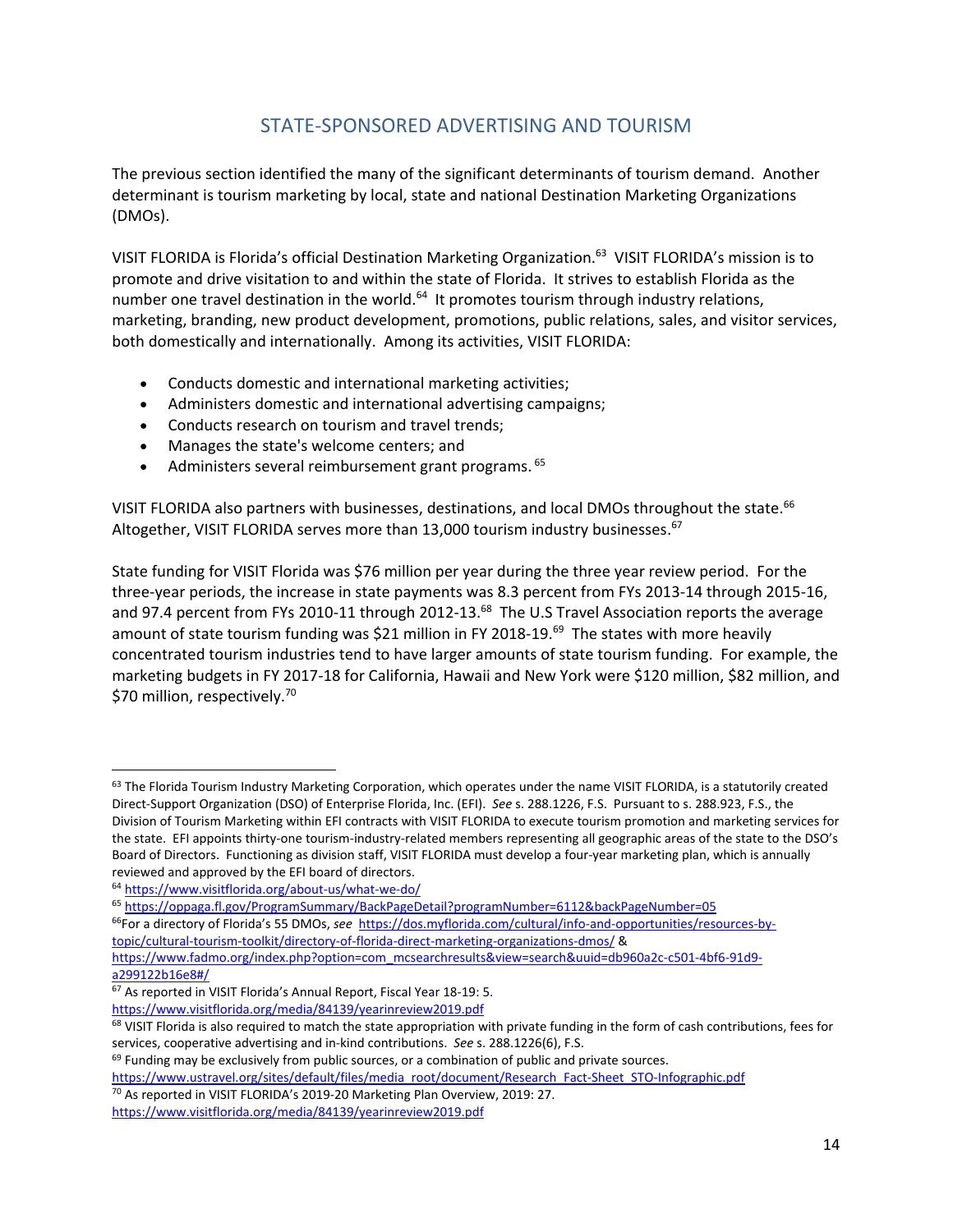## STATE-SPONSORED ADVERTISING AND TOURISM

The previous section identified the many of the significant determinants of tourism demand. Another determinant is tourism marketing by local, state and national Destination Marketing Organizations (DMOs).

VISIT FLORIDA is Florida's official Destination Marketing Organization.[63] VISIT FLORIDA's mission is to promote and drive visitation to and within the state of Florida. It strives to establish Florida as the number one travel destination in the world.[64] It promotes tourism through industry relations, marketing, branding, new product development, promotions, public relations, sales, and visitor services, both domestically and internationally. Among its activities, VISIT FLORIDA:

- Conducts domestic and international marketing activities;
- Administers domestic and international advertising campaigns;
- Conducts research on tourism and travel trends;
- Manages the state's welcome centers; and
- Administers several reimbursement grant programs.[65]

VISIT FLORIDA also partners with businesses, destinations, and local DMOs throughout the state.[66] Altogether, VISIT FLORIDA serves more than 13,000 tourism industry businesses.[67]

State funding for VISIT Florida was $76 million per year during the three year review period. For the three-year periods, the increase in state payments was 8.3 percent from FYs 2013-14 through 2015-16, and 97.4 percent from FYs 2010-11 through 2012-13.[68] The U.S Travel Association reports the average amount of state tourism funding was $21 million in FY 2018-19.[69] The states with more heavily concentrated tourism industries tend to have larger amounts of state tourism funding. For example, the marketing budgets in FY 2017-18 for California, Hawaii and New York were $120 million, $82 million, and $70 million, respectively.[70]

---

[63] The Florida Tourism Industry Marketing Corporation, which operates under the name VISIT FLORIDA, is a statutorily created Direct-Support Organization (DSO) of Enterprise Florida, Inc. (EFI). *See* s. 288.1226, F.S. Pursuant to s. 288.923, F.S., the Division of Tourism Marketing within EFI contracts with VISIT FLORIDA to execute tourism promotion and marketing services for the state. EFI appoints thirty-one tourism-industry-related members representing all geographic areas of the state to the DSO's Board of Directors. Functioning as division staff, VISIT FLORIDA must develop a four-year marketing plan, which is annually reviewed and approved by the EFI board of directors.

[64] https://www.visitflorida.org/about-us/what-we-do/

[65] https://oppaga.fl.gov/ProgramSummary/BackPageDetail?programNumber=6112&backPageNumber=05

[66] For a directory of Florida's 55 DMOs, *see* https://dos.myflorida.com/cultural/info-and-opportunities/resources-by-topic/cultural-tourism-toolkit/directory-of-florida-direct-marketing-organizations-dmos/ & https://www.fadmo.org/index.php?option=com_mcsearchresults&view=search&uuid=db960a2c-c501-4bf6-91d9-a299122b16e8#/

[67] As reported in VISIT Florida's Annual Report, Fiscal Year 18-19: 5. https://www.visitflorida.org/media/84139/yearinreview2019.pdf

[68] VISIT Florida is also required to match the state appropriation with private funding in the form of cash contributions, fees for services, cooperative advertising and in-kind contributions. *See* s. 288.1226(6), F.S.

[69] Funding may be exclusively from public sources, or a combination of public and private sources. https://www.ustravel.org/sites/default/files/media_root/document/Research_Fact-Sheet_STO-Infographic.pdf

[70] As reported in VISIT FLORIDA's 2019-20 Marketing Plan Overview, 2019: 27. https://www.visitflorida.org/media/84139/yearinreview2019.pdf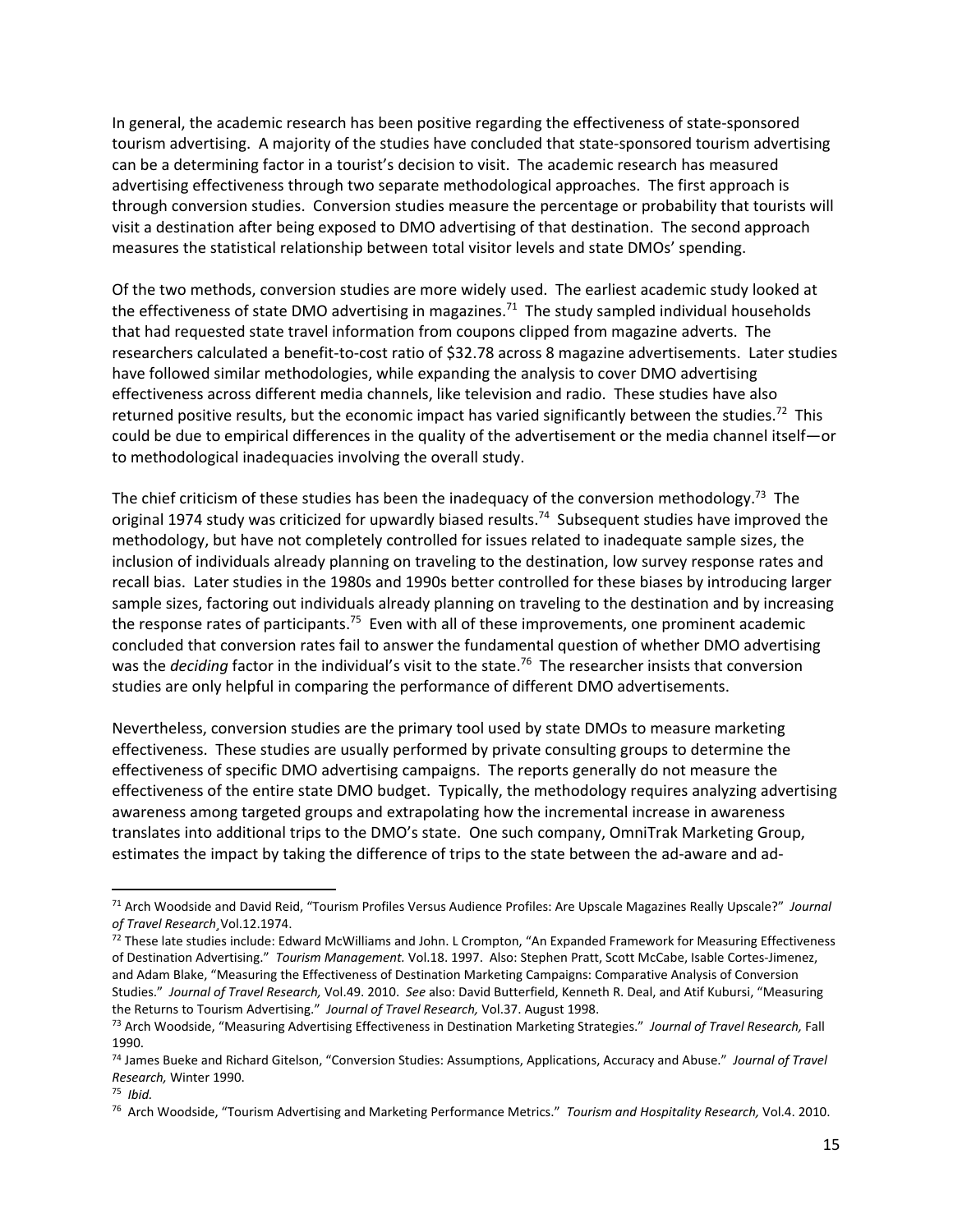In general, the academic research has been positive regarding the effectiveness of state-sponsored tourism advertising. A majority of the studies have concluded that state-sponsored tourism advertising can be a determining factor in a tourist's decision to visit. The academic research has measured advertising effectiveness through two separate methodological approaches. The first approach is through conversion studies. Conversion studies measure the percentage or probability that tourists will visit a destination after being exposed to DMO advertising of that destination. The second approach measures the statistical relationship between total visitor levels and state DMOs' spending.

Of the two methods, conversion studies are more widely used. The earliest academic study looked at the effectiveness of state DMO advertising in magazines.[71] The study sampled individual households that had requested state travel information from coupons clipped from magazine adverts. The researchers calculated a benefit-to-cost ratio of $32.78 across 8 magazine advertisements. Later studies have followed similar methodologies, while expanding the analysis to cover DMO advertising effectiveness across different media channels, like television and radio. These studies have also returned positive results, but the economic impact has varied significantly between the studies.[72] This could be due to empirical differences in the quality of the advertisement or the media channel itself—or to methodological inadequacies involving the overall study.

The chief criticism of these studies has been the inadequacy of the conversion methodology.[73] The original 1974 study was criticized for upwardly biased results.[74] Subsequent studies have improved the methodology, but have not completely controlled for issues related to inadequate sample sizes, the inclusion of individuals already planning on traveling to the destination, low survey response rates and recall bias. Later studies in the 1980s and 1990s better controlled for these biases by introducing larger sample sizes, factoring out individuals already planning on traveling to the destination and by increasing the response rates of participants.[75] Even with all of these improvements, one prominent academic concluded that conversion rates fail to answer the fundamental question of whether DMO advertising was the *deciding* factor in the individual's visit to the state.[76] The researcher insists that conversion studies are only helpful in comparing the performance of different DMO advertisements.

Nevertheless, conversion studies are the primary tool used by state DMOs to measure marketing effectiveness. These studies are usually performed by private consulting groups to determine the effectiveness of specific DMO advertising campaigns. The reports generally do not measure the effectiveness of the entire state DMO budget. Typically, the methodology requires analyzing advertising awareness among targeted groups and extrapolating how the incremental increase in awareness translates into additional trips to the DMO's state. One such company, OmniTrak Marketing Group, estimates the impact by taking the difference of trips to the state between the ad-aware and ad-

---

[71] Arch Woodside and David Reid, "Tourism Profiles Versus Audience Profiles: Are Upscale Magazines Really Upscale?" *Journal of Travel Research*¸Vol.12.1974.

[72] These late studies include: Edward McWilliams and John. L Crompton, "An Expanded Framework for Measuring Effectiveness of Destination Advertising." *Tourism Management.* Vol.18. 1997. Also: Stephen Pratt, Scott McCabe, Isable Cortes-Jimenez, and Adam Blake, "Measuring the Effectiveness of Destination Marketing Campaigns: Comparative Analysis of Conversion Studies." *Journal of Travel Research,* Vol.49. 2010. *See* also: David Butterfield, Kenneth R. Deal, and Atif Kubursi, "Measuring the Returns to Tourism Advertising." *Journal of Travel Research,* Vol.37. August 1998.

[73] Arch Woodside, "Measuring Advertising Effectiveness in Destination Marketing Strategies." *Journal of Travel Research,* Fall 1990.

[74] James Bueke and Richard Gitelson, "Conversion Studies: Assumptions, Applications, Accuracy and Abuse." *Journal of Travel Research,* Winter 1990.

[75] *Ibid.*

[76] Arch Woodside, "Tourism Advertising and Marketing Performance Metrics." *Tourism and Hospitality Research,* Vol.4. 2010.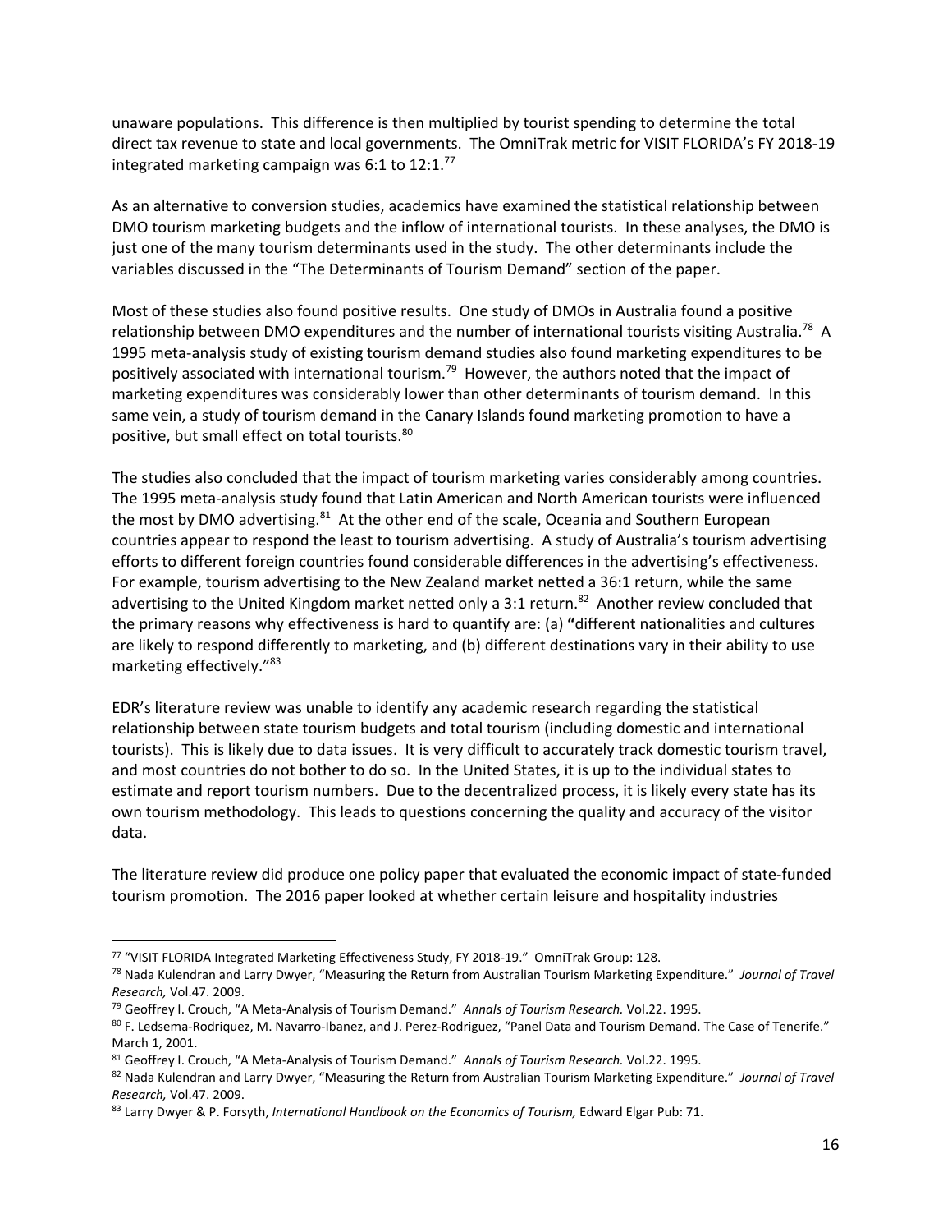unaware populations. This difference is then multiplied by tourist spending to determine the total direct tax revenue to state and local governments. The OmniTrak metric for VISIT FLORIDA's FY 2018-19 integrated marketing campaign was 6:1 to 12:1.[77]

As an alternative to conversion studies, academics have examined the statistical relationship between DMO tourism marketing budgets and the inflow of international tourists. In these analyses, the DMO is just one of the many tourism determinants used in the study. The other determinants include the variables discussed in the "The Determinants of Tourism Demand" section of the paper.

Most of these studies also found positive results. One study of DMOs in Australia found a positive relationship between DMO expenditures and the number of international tourists visiting Australia.[78] A 1995 meta-analysis study of existing tourism demand studies also found marketing expenditures to be positively associated with international tourism.[79] However, the authors noted that the impact of marketing expenditures was considerably lower than other determinants of tourism demand. In this same vein, a study of tourism demand in the Canary Islands found marketing promotion to have a positive, but small effect on total tourists.[80]

The studies also concluded that the impact of tourism marketing varies considerably among countries. The 1995 meta-analysis study found that Latin American and North American tourists were influenced the most by DMO advertising.[81] At the other end of the scale, Oceania and Southern European countries appear to respond the least to tourism advertising. A study of Australia's tourism advertising efforts to different foreign countries found considerable differences in the advertising's effectiveness. For example, tourism advertising to the New Zealand market netted a 36:1 return, while the same advertising to the United Kingdom market netted only a 3:1 return.[82] Another review concluded that the primary reasons why effectiveness is hard to quantify are: (a) **"**different nationalities and cultures are likely to respond differently to marketing, and (b) different destinations vary in their ability to use marketing effectively."[83]

EDR's literature review was unable to identify any academic research regarding the statistical relationship between state tourism budgets and total tourism (including domestic and international tourists). This is likely due to data issues. It is very difficult to accurately track domestic tourism travel, and most countries do not bother to do so. In the United States, it is up to the individual states to estimate and report tourism numbers. Due to the decentralized process, it is likely every state has its own tourism methodology. This leads to questions concerning the quality and accuracy of the visitor data.

The literature review did produce one policy paper that evaluated the economic impact of state-funded tourism promotion. The 2016 paper looked at whether certain leisure and hospitality industries

---

[77] "VISIT FLORIDA Integrated Marketing Effectiveness Study, FY 2018-19." OmniTrak Group: 128.

[78] Nada Kulendran and Larry Dwyer, "Measuring the Return from Australian Tourism Marketing Expenditure." *Journal of Travel Research,* Vol.47. 2009.

[79] Geoffrey I. Crouch, "A Meta-Analysis of Tourism Demand." *Annals of Tourism Research.* Vol.22. 1995.

[80] F. Ledsema-Rodriquez, M. Navarro-Ibanez, and J. Perez-Rodriguez, "Panel Data and Tourism Demand. The Case of Tenerife." March 1, 2001.

[81] Geoffrey I. Crouch, "A Meta-Analysis of Tourism Demand." *Annals of Tourism Research.* Vol.22. 1995.

[82] Nada Kulendran and Larry Dwyer, "Measuring the Return from Australian Tourism Marketing Expenditure." *Journal of Travel Research,* Vol.47. 2009.

[83] Larry Dwyer & P. Forsyth, *International Handbook on the Economics of Tourism,* Edward Elgar Pub: 71.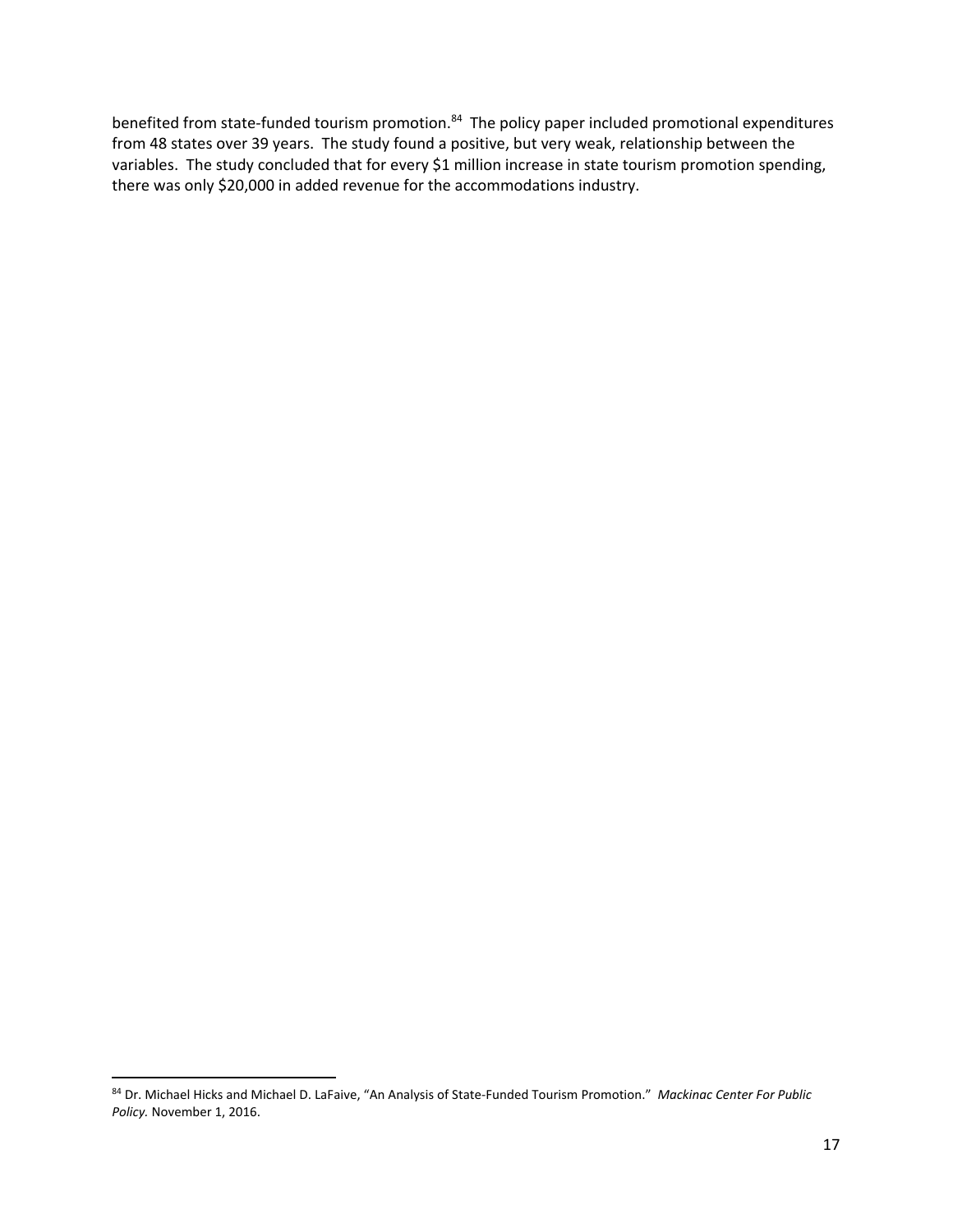benefited from state-funded tourism promotion.[84] The policy paper included promotional expenditures from 48 states over 39 years. The study found a positive, but very weak, relationship between the variables. The study concluded that for every $1 million increase in state tourism promotion spending, there was only $20,000 in added revenue for the accommodations industry.

---

[84] Dr. Michael Hicks and Michael D. LaFaive, "An Analysis of State-Funded Tourism Promotion." *Mackinac Center For Public Policy.* November 1, 2016.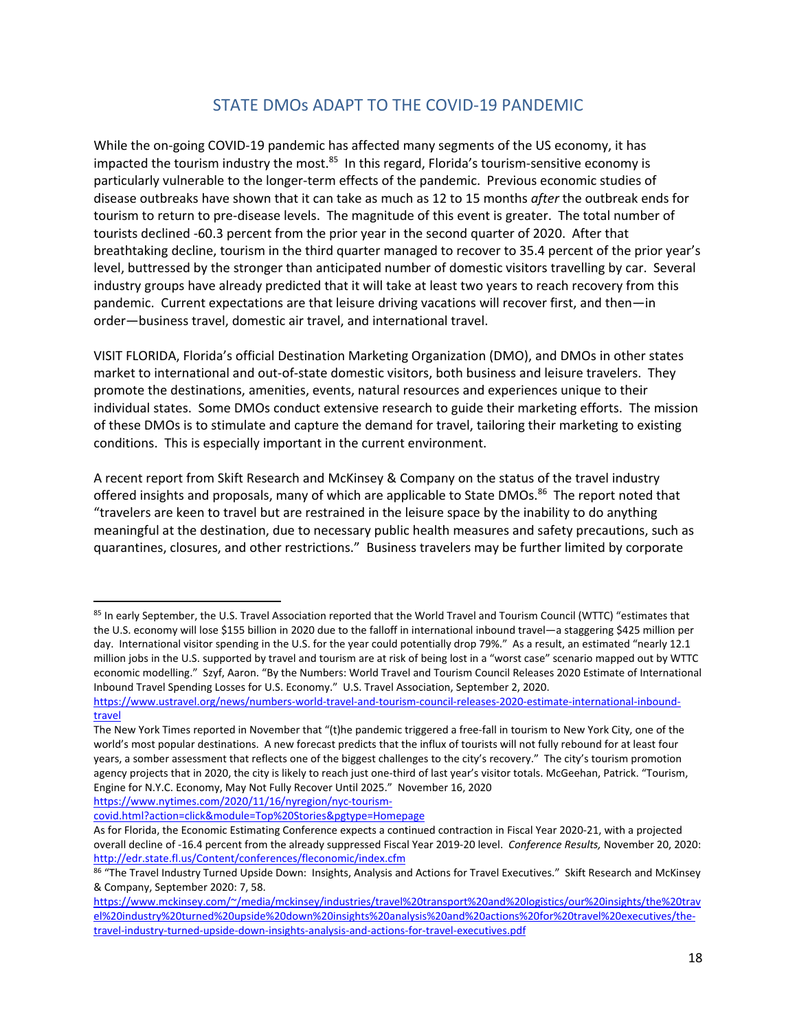## STATE DMOs ADAPT TO THE COVID-19 PANDEMIC

While the on-going COVID-19 pandemic has affected many segments of the US economy, it has impacted the tourism industry the most.[85] In this regard, Florida's tourism-sensitive economy is particularly vulnerable to the longer-term effects of the pandemic. Previous economic studies of disease outbreaks have shown that it can take as much as 12 to 15 months *after* the outbreak ends for tourism to return to pre-disease levels. The magnitude of this event is greater. The total number of tourists declined -60.3 percent from the prior year in the second quarter of 2020. After that breathtaking decline, tourism in the third quarter managed to recover to 35.4 percent of the prior year's level, buttressed by the stronger than anticipated number of domestic visitors travelling by car. Several industry groups have already predicted that it will take at least two years to reach recovery from this pandemic. Current expectations are that leisure driving vacations will recover first, and then—in order—business travel, domestic air travel, and international travel.

VISIT FLORIDA, Florida's official Destination Marketing Organization (DMO), and DMOs in other states market to international and out-of-state domestic visitors, both business and leisure travelers. They promote the destinations, amenities, events, natural resources and experiences unique to their individual states. Some DMOs conduct extensive research to guide their marketing efforts. The mission of these DMOs is to stimulate and capture the demand for travel, tailoring their marketing to existing conditions. This is especially important in the current environment.

A recent report from Skift Research and McKinsey & Company on the status of the travel industry offered insights and proposals, many of which are applicable to State DMOs.[86] The report noted that "travelers are keen to travel but are restrained in the leisure space by the inability to do anything meaningful at the destination, due to necessary public health measures and safety precautions, such as quarantines, closures, and other restrictions." Business travelers may be further limited by corporate

---

[85] In early September, the U.S. Travel Association reported that the World Travel and Tourism Council (WTTC) "estimates that the U.S. economy will lose $155 billion in 2020 due to the falloff in international inbound travel—a staggering $425 million per day. International visitor spending in the U.S. for the year could potentially drop 79%." As a result, an estimated "nearly 12.1 million jobs in the U.S. supported by travel and tourism are at risk of being lost in a "worst case" scenario mapped out by WTTC economic modelling." Szyf, Aaron. "By the Numbers: World Travel and Tourism Council Releases 2020 Estimate of International Inbound Travel Spending Losses for U.S. Economy." U.S. Travel Association, September 2, 2020. https://www.ustravel.org/news/numbers-world-travel-and-tourism-council-releases-2020-estimate-international-inbound-travel

The New York Times reported in November that "(t)he pandemic triggered a free-fall in tourism to New York City, one of the world's most popular destinations. A new forecast predicts that the influx of tourists will not fully rebound for at least four years, a somber assessment that reflects one of the biggest challenges to the city's recovery." The city's tourism promotion agency projects that in 2020, the city is likely to reach just one-third of last year's visitor totals. McGeehan, Patrick. "Tourism, Engine for N.Y.C. Economy, May Not Fully Recover Until 2025." November 16, 2020 https://www.nytimes.com/2020/11/16/nyregion/nyc-tourism-covid.html?action=click&module=Top%20Stories&pgtype=Homepage

As for Florida, the Economic Estimating Conference expects a continued contraction in Fiscal Year 2020-21, with a projected overall decline of -16.4 percent from the already suppressed Fiscal Year 2019-20 level. *Conference Results,* November 20, 2020: http://edr.state.fl.us/Content/conferences/fleconomic/index.cfm

[86] "The Travel Industry Turned Upside Down: Insights, Analysis and Actions for Travel Executives." Skift Research and McKinsey & Company, September 2020: 7, 58. https://www.mckinsey.com/~/media/mckinsey/industries/travel%20transport%20and%20logistics/our%20insights/the%20travel%20industry%20turned%20upside%20down%20insights%20analysis%20and%20actions%20for%20travel%20executives/the-travel-industry-turned-upside-down-insights-analysis-and-actions-for-travel-executives.pdf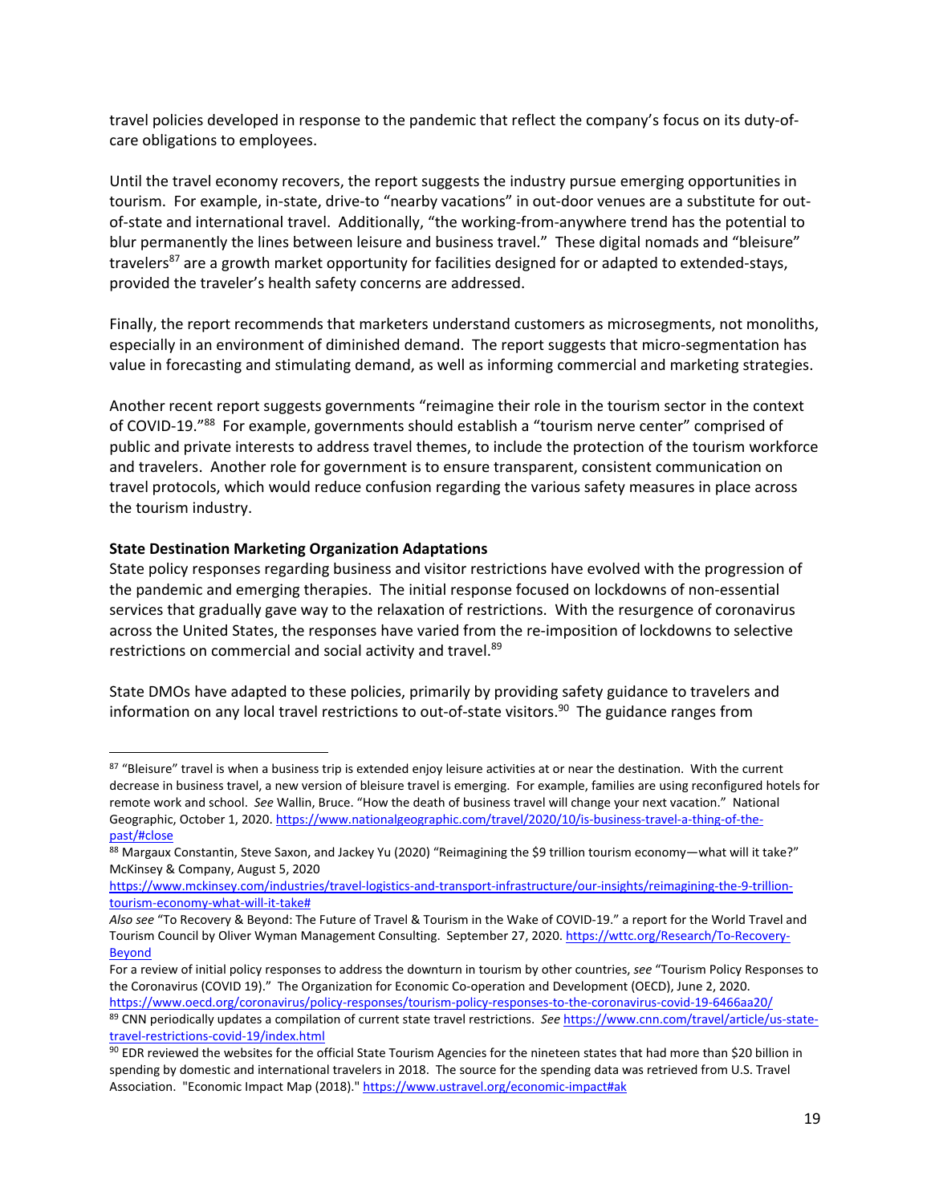travel policies developed in response to the pandemic that reflect the company's focus on its duty-of-care obligations to employees.

Until the travel economy recovers, the report suggests the industry pursue emerging opportunities in tourism. For example, in-state, drive-to "nearby vacations" in out-door venues are a substitute for out-of-state and international travel. Additionally, "the working-from-anywhere trend has the potential to blur permanently the lines between leisure and business travel." These digital nomads and "bleisure" travelers[87] are a growth market opportunity for facilities designed for or adapted to extended-stays, provided the traveler's health safety concerns are addressed.

Finally, the report recommends that marketers understand customers as microsegments, not monoliths, especially in an environment of diminished demand. The report suggests that micro-segmentation has value in forecasting and stimulating demand, as well as informing commercial and marketing strategies.

Another recent report suggests governments "reimagine their role in the tourism sector in the context of COVID-19."[88] For example, governments should establish a "tourism nerve center" comprised of public and private interests to address travel themes, to include the protection of the tourism workforce and travelers. Another role for government is to ensure transparent, consistent communication on travel protocols, which would reduce confusion regarding the various safety measures in place across the tourism industry.

**State Destination Marketing Organization Adaptations**

State policy responses regarding business and visitor restrictions have evolved with the progression of the pandemic and emerging therapies. The initial response focused on lockdowns of non-essential services that gradually gave way to the relaxation of restrictions. With the resurgence of coronavirus across the United States, the responses have varied from the re-imposition of lockdowns to selective restrictions on commercial and social activity and travel.[89]

State DMOs have adapted to these policies, primarily by providing safety guidance to travelers and information on any local travel restrictions to out-of-state visitors.[90] The guidance ranges from

---

[87] "Bleisure" travel is when a business trip is extended enjoy leisure activities at or near the destination. With the current decrease in business travel, a new version of bleisure travel is emerging. For example, families are using reconfigured hotels for remote work and school. *See* Wallin, Bruce. "How the death of business travel will change your next vacation." National Geographic, October 1, 2020. https://www.nationalgeographic.com/travel/2020/10/is-business-travel-a-thing-of-the-past/#close

[88] Margaux Constantin, Steve Saxon, and Jackey Yu (2020) "Reimagining the $9 trillion tourism economy—what will it take?" McKinsey & Company, August 5, 2020 https://www.mckinsey.com/industries/travel-logistics-and-transport-infrastructure/our-insights/reimagining-the-9-trillion-tourism-economy-what-will-it-take#

*Also see* "To Recovery & Beyond: The Future of Travel & Tourism in the Wake of COVID-19." a report for the World Travel and Tourism Council by Oliver Wyman Management Consulting. September 27, 2020. https://wttc.org/Research/To-Recovery-Beyond

For a review of initial policy responses to address the downturn in tourism by other countries, *see* "Tourism Policy Responses to the Coronavirus (COVID 19)." The Organization for Economic Co-operation and Development (OECD), June 2, 2020. https://www.oecd.org/coronavirus/policy-responses/tourism-policy-responses-to-the-coronavirus-covid-19-6466aa20/

[89] CNN periodically updates a compilation of current state travel restrictions. *See* https://www.cnn.com/travel/article/us-state-travel-restrictions-covid-19/index.html

[90] EDR reviewed the websites for the official State Tourism Agencies for the nineteen states that had more than $20 billion in spending by domestic and international travelers in 2018. The source for the spending data was retrieved from U.S. Travel Association. "Economic Impact Map (2018)." https://www.ustravel.org/economic-impact#ak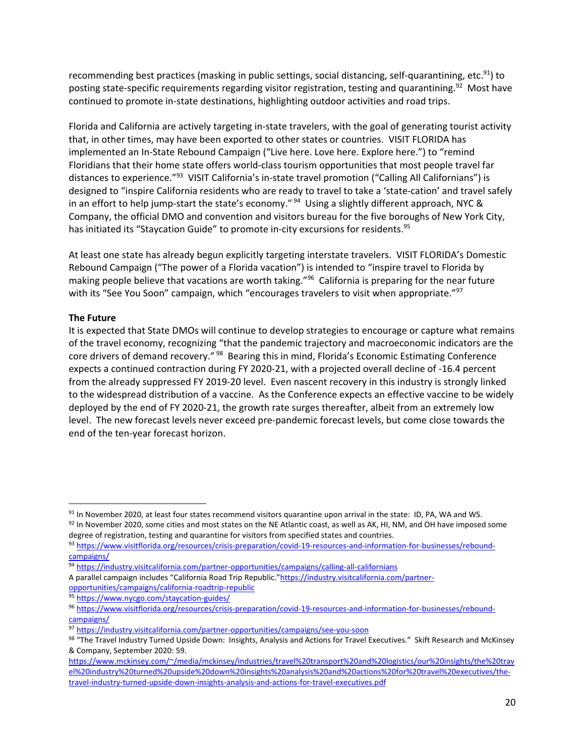recommending best practices (masking in public settings, social distancing, self-quarantining, etc.[91]) to posting state-specific requirements regarding visitor registration, testing and quarantining.[92] Most have continued to promote in-state destinations, highlighting outdoor activities and road trips.

Florida and California are actively targeting in-state travelers, with the goal of generating tourist activity that, in other times, may have been exported to other states or countries. VISIT FLORIDA has implemented an In-State Rebound Campaign ("Live here. Love here. Explore here.") to "remind Floridians that their home state offers world-class tourism opportunities that most people travel far distances to experience."[93] VISIT California's in-state travel promotion ("Calling All Californians") is designed to "inspire California residents who are ready to travel to take a 'state-cation' and travel safely in an effort to help jump-start the state's economy."[94] Using a slightly different approach, NYC & Company, the official DMO and convention and visitors bureau for the five boroughs of New York City, has initiated its "Staycation Guide" to promote in-city excursions for residents.[95]

At least one state has already begun explicitly targeting interstate travelers. VISIT FLORIDA's Domestic Rebound Campaign ("The power of a Florida vacation") is intended to "inspire travel to Florida by making people believe that vacations are worth taking."[96] California is preparing for the near future with its "See You Soon" campaign, which "encourages travelers to visit when appropriate."[97]

**The Future**

It is expected that State DMOs will continue to develop strategies to encourage or capture what remains of the travel economy, recognizing "that the pandemic trajectory and macroeconomic indicators are the core drivers of demand recovery."[98] Bearing this in mind, Florida's Economic Estimating Conference expects a continued contraction during FY 2020-21, with a projected overall decline of -16.4 percent from the already suppressed FY 2019-20 level. Even nascent recovery in this industry is strongly linked to the widespread distribution of a vaccine. As the Conference expects an effective vaccine to be widely deployed by the end of FY 2020-21, the growth rate surges thereafter, albeit from an extremely low level. The new forecast levels never exceed pre-pandemic forecast levels, but come close towards the end of the ten-year forecast horizon.

---

[91] In November 2020, at least four states recommend visitors quarantine upon arrival in the state: ID, PA, WA and WS.

[92] In November 2020, some cities and most states on the NE Atlantic coast, as well as AK, HI, NM, and OH have imposed some degree of registration, testing and quarantine for visitors from specified states and countries.

[93] https://www.visitflorida.org/resources/crisis-preparation/covid-19-resources-and-information-for-businesses/rebound-campaigns/

[94] https://industry.visitcalifornia.com/partner-opportunities/campaigns/calling-all-californians
A parallel campaign includes "California Road Trip Republic."https://industry.visitcalifornia.com/partner-opportunities/campaigns/california-roadtrip-republic

[95] https://www.nycgo.com/staycation-guides/

[96] https://www.visitflorida.org/resources/crisis-preparation/covid-19-resources-and-information-for-businesses/rebound-campaigns/

[97] https://industry.visitcalifornia.com/partner-opportunities/campaigns/see-you-soon

[98] "The Travel Industry Turned Upside Down: Insights, Analysis and Actions for Travel Executives." Skift Research and McKinsey & Company, September 2020: 59.
https://www.mckinsey.com/~/media/mckinsey/industries/travel%20transport%20and%20logistics/our%20insights/the%20travel%20industry%20turned%20upside%20down%20insights%20analysis%20and%20actions%20for%20travel%20executives/the-travel-industry-turned-upside-down-insights-analysis-and-actions-for-travel-executives.pdf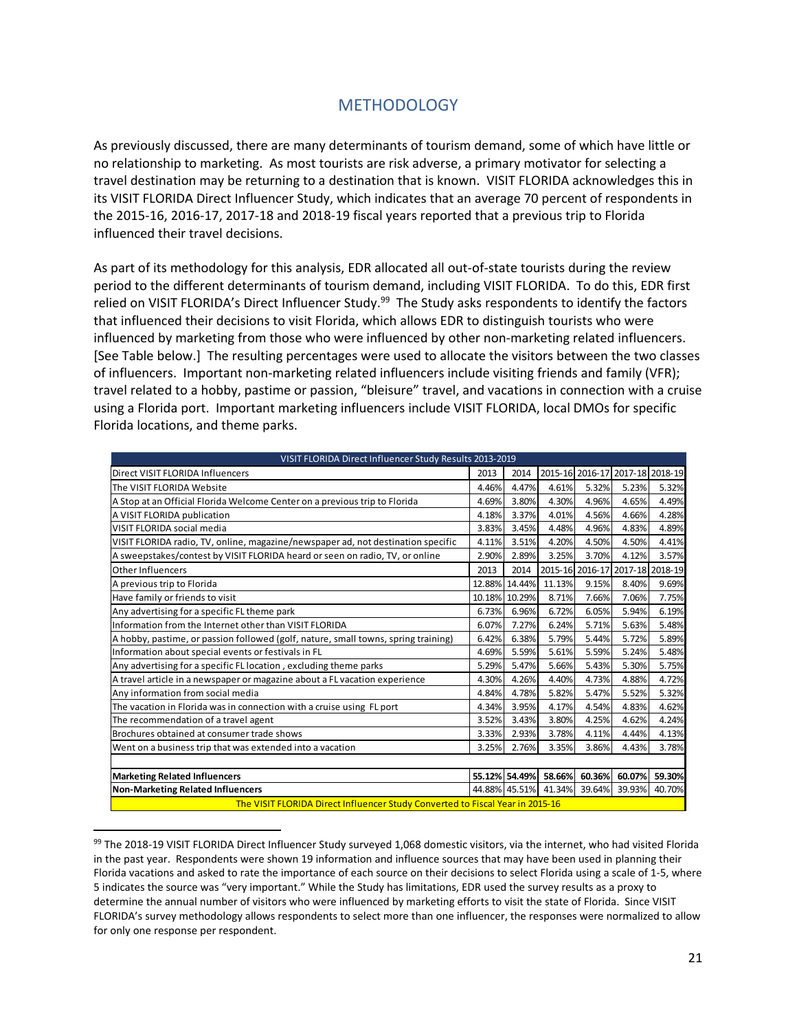## METHODOLOGY

As previously discussed, there are many determinants of tourism demand, some of which have little or no relationship to marketing. As most tourists are risk adverse, a primary motivator for selecting a travel destination may be returning to a destination that is known. VISIT FLORIDA acknowledges this in its VISIT FLORIDA Direct Influencer Study, which indicates that an average 70 percent of respondents in the 2015-16, 2016-17, 2017-18 and 2018-19 fiscal years reported that a previous trip to Florida influenced their travel decisions.

As part of its methodology for this analysis, EDR allocated all out-of-state tourists during the review period to the different determinants of tourism demand, including VISIT FLORIDA. To do this, EDR first relied on VISIT FLORIDA's Direct Influencer Study.[99] The Study asks respondents to identify the factors that influenced their decisions to visit Florida, which allows EDR to distinguish tourists who were influenced by marketing from those who were influenced by other non-marketing related influencers. [See Table below.] The resulting percentages were used to allocate the visitors between the two classes of influencers. Important non-marketing related influencers include visiting friends and family (VFR); travel related to a hobby, pastime or passion, "bleisure" travel, and vacations in connection with a cruise using a Florida port. Important marketing influencers include VISIT FLORIDA, local DMOs for specific Florida locations, and theme parks.

| VISIT FLORIDA Direct Influencer Study Results 2013-2019 | | | | | | |
|---|---|---|---|---|---|---|
| Direct VISIT FLORIDA Influencers | 2013 | 2014 | 2015-16 | 2016-17 | 2017-18 | 2018-19 |
| The VISIT FLORIDA Website | 4.46% | 4.47% | 4.61% | 5.32% | 5.23% | 5.32% |
| A Stop at an Official Florida Welcome Center on a previous trip to Florida | 4.69% | 3.80% | 4.30% | 4.96% | 4.65% | 4.49% |
| A VISIT FLORIDA publication | 4.18% | 3.37% | 4.01% | 4.56% | 4.66% | 4.28% |
| VISIT FLORIDA social media | 3.83% | 3.45% | 4.48% | 4.96% | 4.83% | 4.89% |
| VISIT FLORIDA radio, TV, online, magazine/newspaper ad, not destination specific | 4.11% | 3.51% | 4.20% | 4.50% | 4.50% | 4.41% |
| A sweepstakes/contest by VISIT FLORIDA heard or seen on radio, TV, or online | 2.90% | 2.89% | 3.25% | 3.70% | 4.12% | 3.57% |
| Other Influencers | 2013 | 2014 | 2015-16 | 2016-17 | 2017-18 | 2018-19 |
| A previous trip to Florida | 12.88% | 14.44% | 11.13% | 9.15% | 8.40% | 9.69% |
| Have family or friends to visit | 10.18% | 10.29% | 8.71% | 7.66% | 7.06% | 7.75% |
| Any advertising for a specific FL theme park | 6.73% | 6.96% | 6.72% | 6.05% | 5.94% | 6.19% |
| Information from the Internet other than VISIT FLORIDA | 6.07% | 7.27% | 6.24% | 5.71% | 5.63% | 5.48% |
| A hobby, pastime, or passion followed (golf, nature, small towns, spring training) | 6.42% | 6.38% | 5.79% | 5.44% | 5.72% | 5.89% |
| Information about special events or festivals in FL | 4.69% | 5.59% | 5.61% | 5.59% | 5.24% | 5.48% |
| Any advertising for a specific FL location , excluding theme parks | 5.29% | 5.47% | 5.66% | 5.43% | 5.30% | 5.75% |
| A travel article in a newspaper or magazine about a FL vacation experience | 4.30% | 4.26% | 4.40% | 4.73% | 4.88% | 4.72% |
| Any information from social media | 4.84% | 4.78% | 5.82% | 5.47% | 5.52% | 5.32% |
| The vacation in Florida was in connection with a cruise using FL port | 4.34% | 3.95% | 4.17% | 4.54% | 4.83% | 4.62% |
| The recommendation of a travel agent | 3.52% | 3.43% | 3.80% | 4.25% | 4.62% | 4.24% |
| Brochures obtained at consumer trade shows | 3.33% | 2.93% | 3.78% | 4.11% | 4.44% | 4.13% |
| Went on a business trip that was extended into a vacation | 3.25% | 2.76% | 3.35% | 3.86% | 4.43% | 3.78% |
| | | | | | | |
| **Marketing Related Influencers** | **55.12%** | **54.49%** | **58.66%** | **60.36%** | **60.07%** | **59.30%** |
| **Non-Marketing Related Influencers** | **44.88%** | **45.51%** | **41.34%** | **39.64%** | **39.93%** | **40.70%** |
| The VISIT FLORIDA Direct Influencer Study Converted to Fiscal Year in 2015-16 | | | | | | |

[99] The 2018-19 VISIT FLORIDA Direct Influencer Study surveyed 1,068 domestic visitors, via the internet, who had visited Florida in the past year. Respondents were shown 19 information and influence sources that may have been used in planning their Florida vacations and asked to rate the importance of each source on their decisions to select Florida using a scale of 1-5, where 5 indicates the source was "very important." While the Study has limitations, EDR used the survey results as a proxy to determine the annual number of visitors who were influenced by marketing efforts to visit the state of Florida. Since VISIT FLORIDA's survey methodology allows respondents to select more than one influencer, the responses were normalized to allow for only one response per respondent.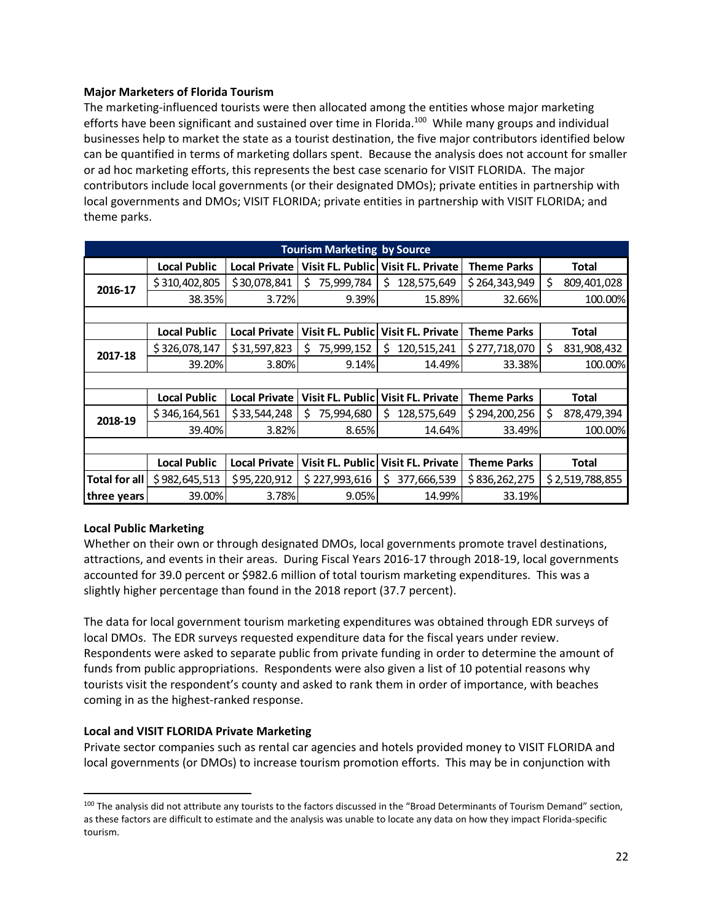**Major Marketers of Florida Tourism**

The marketing-influenced tourists were then allocated among the entities whose major marketing efforts have been significant and sustained over time in Florida.[100] While many groups and individual businesses help to market the state as a tourist destination, the five major contributors identified below can be quantified in terms of marketing dollars spent. Because the analysis does not account for smaller or ad hoc marketing efforts, this represents the best case scenario for VISIT FLORIDA. The major contributors include local governments (or their designated DMOs); private entities in partnership with local governments and DMOs; VISIT FLORIDA; private entities in partnership with VISIT FLORIDA; and theme parks.

| Tourism Marketing by Source | | | | | | |
|---|---|---|---|---|---|---|
| | **Local Public** | **Local Private** | **Visit FL. Public** | **Visit FL. Private** | **Theme Parks** | **Total** |
| **2016-17** | $ 310,402,805 | $ 30,078,841 | $ 75,999,784 | $ 128,575,649 | $ 264,343,949 | $ 809,401,028 |
| | 38.35% | 3.72% | 9.39% | 15.89% | 32.66% | 100.00% |
| | | | | | | |
| | **Local Public** | **Local Private** | **Visit FL. Public** | **Visit FL. Private** | **Theme Parks** | **Total** |
| **2017-18** | $ 326,078,147 | $ 31,597,823 | $ 75,999,152 | $ 120,515,241 | $ 277,718,070 | $ 831,908,432 |
| | 39.20% | 3.80% | 9.14% | 14.49% | 33.38% | 100.00% |
| | | | | | | |
| | **Local Public** | **Local Private** | **Visit FL. Public** | **Visit FL. Private** | **Theme Parks** | **Total** |
| **2018-19** | $ 346,164,561 | $ 33,544,248 | $ 75,994,680 | $ 128,575,649 | $ 294,200,256 | $ 878,479,394 |
| | 39.40% | 3.82% | 8.65% | 14.64% | 33.49% | 100.00% |
| | | | | | | |
| | **Local Public** | **Local Private** | **Visit FL. Public** | **Visit FL. Private** | **Theme Parks** | **Total** |
| **Total for all three years** | $ 982,645,513 | $ 95,220,912 | $ 227,993,616 | $ 377,666,539 | $ 836,262,275 | $ 2,519,788,855 |
| | 39.00% | 3.78% | 9.05% | 14.99% | 33.19% | |

**Local Public Marketing**

Whether on their own or through designated DMOs, local governments promote travel destinations, attractions, and events in their areas. During Fiscal Years 2016-17 through 2018-19, local governments accounted for 39.0 percent or $982.6 million of total tourism marketing expenditures. This was a slightly higher percentage than found in the 2018 report (37.7 percent).

The data for local government tourism marketing expenditures was obtained through EDR surveys of local DMOs. The EDR surveys requested expenditure data for the fiscal years under review. Respondents were asked to separate public from private funding in order to determine the amount of funds from public appropriations. Respondents were also given a list of 10 potential reasons why tourists visit the respondent's county and asked to rank them in order of importance, with beaches coming in as the highest-ranked response.

**Local and VISIT FLORIDA Private Marketing**

Private sector companies such as rental car agencies and hotels provided money to VISIT FLORIDA and local governments (or DMOs) to increase tourism promotion efforts. This may be in conjunction with

[100] The analysis did not attribute any tourists to the factors discussed in the "Broad Determinants of Tourism Demand" section, as these factors are difficult to estimate and the analysis was unable to locate any data on how they impact Florida-specific tourism.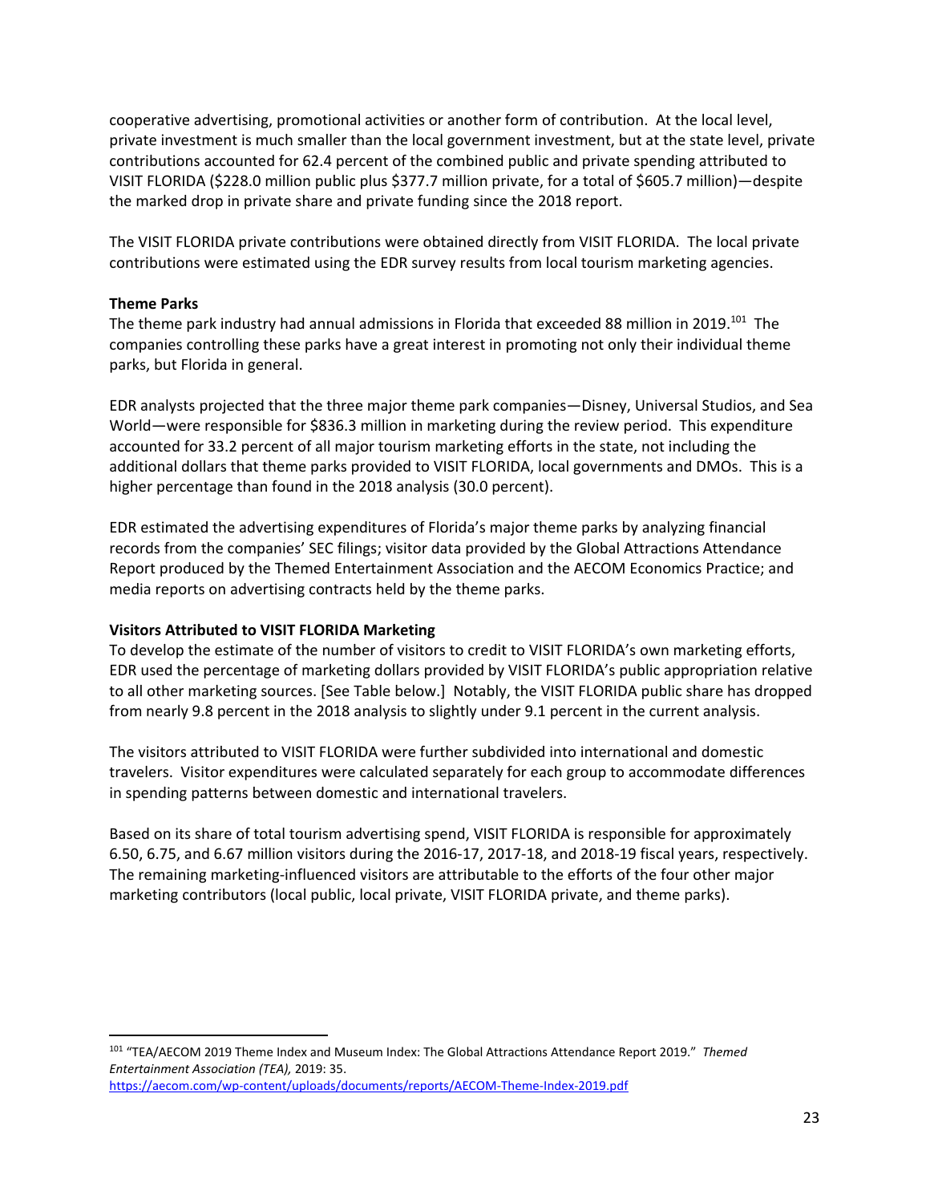cooperative advertising, promotional activities or another form of contribution. At the local level, private investment is much smaller than the local government investment, but at the state level, private contributions accounted for 62.4 percent of the combined public and private spending attributed to VISIT FLORIDA ($228.0 million public plus $377.7 million private, for a total of $605.7 million)—despite the marked drop in private share and private funding since the 2018 report.

The VISIT FLORIDA private contributions were obtained directly from VISIT FLORIDA. The local private contributions were estimated using the EDR survey results from local tourism marketing agencies.

**Theme Parks**

The theme park industry had annual admissions in Florida that exceeded 88 million in 2019.[101] The companies controlling these parks have a great interest in promoting not only their individual theme parks, but Florida in general.

EDR analysts projected that the three major theme park companies—Disney, Universal Studios, and Sea World—were responsible for $836.3 million in marketing during the review period. This expenditure accounted for 33.2 percent of all major tourism marketing efforts in the state, not including the additional dollars that theme parks provided to VISIT FLORIDA, local governments and DMOs. This is a higher percentage than found in the 2018 analysis (30.0 percent).

EDR estimated the advertising expenditures of Florida's major theme parks by analyzing financial records from the companies' SEC filings; visitor data provided by the Global Attractions Attendance Report produced by the Themed Entertainment Association and the AECOM Economics Practice; and media reports on advertising contracts held by the theme parks.

**Visitors Attributed to VISIT FLORIDA Marketing**

To develop the estimate of the number of visitors to credit to VISIT FLORIDA's own marketing efforts, EDR used the percentage of marketing dollars provided by VISIT FLORIDA's public appropriation relative to all other marketing sources. [See Table below.] Notably, the VISIT FLORIDA public share has dropped from nearly 9.8 percent in the 2018 analysis to slightly under 9.1 percent in the current analysis.

The visitors attributed to VISIT FLORIDA were further subdivided into international and domestic travelers. Visitor expenditures were calculated separately for each group to accommodate differences in spending patterns between domestic and international travelers.

Based on its share of total tourism advertising spend, VISIT FLORIDA is responsible for approximately 6.50, 6.75, and 6.67 million visitors during the 2016-17, 2017-18, and 2018-19 fiscal years, respectively. The remaining marketing-influenced visitors are attributable to the efforts of the four other major marketing contributors (local public, local private, VISIT FLORIDA private, and theme parks).

[101] "TEA/AECOM 2019 Theme Index and Museum Index: The Global Attractions Attendance Report 2019." *Themed Entertainment Association (TEA),* 2019: 35. https://aecom.com/wp-content/uploads/documents/reports/AECOM-Theme-Index-2019.pdf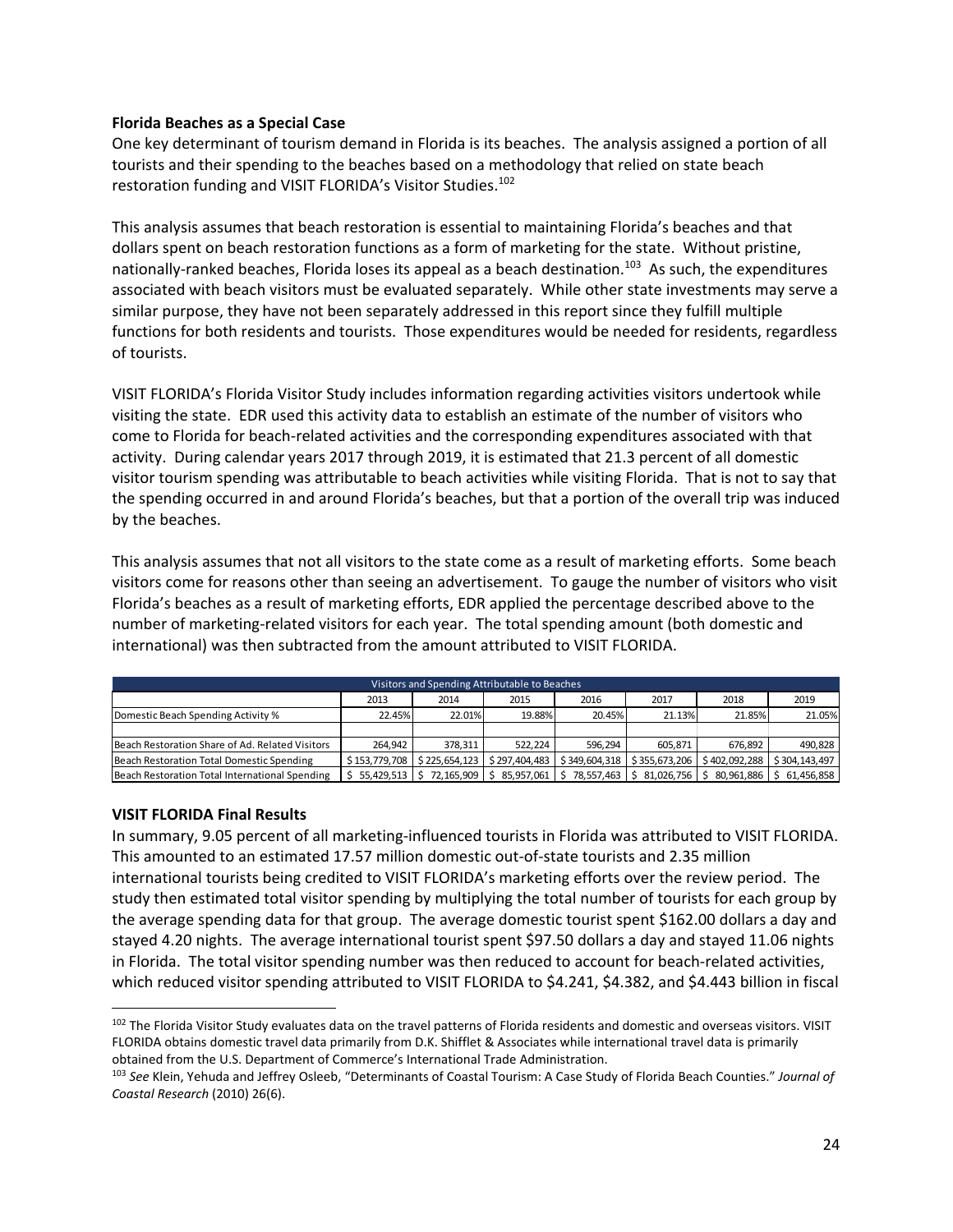**Florida Beaches as a Special Case**

One key determinant of tourism demand in Florida is its beaches. The analysis assigned a portion of all tourists and their spending to the beaches based on a methodology that relied on state beach restoration funding and VISIT FLORIDA's Visitor Studies.[102]

This analysis assumes that beach restoration is essential to maintaining Florida's beaches and that dollars spent on beach restoration functions as a form of marketing for the state. Without pristine, nationally-ranked beaches, Florida loses its appeal as a beach destination.[103] As such, the expenditures associated with beach visitors must be evaluated separately. While other state investments may serve a similar purpose, they have not been separately addressed in this report since they fulfill multiple functions for both residents and tourists. Those expenditures would be needed for residents, regardless of tourists.

VISIT FLORIDA's Florida Visitor Study includes information regarding activities visitors undertook while visiting the state. EDR used this activity data to establish an estimate of the number of visitors who come to Florida for beach-related activities and the corresponding expenditures associated with that activity. During calendar years 2017 through 2019, it is estimated that 21.3 percent of all domestic visitor tourism spending was attributable to beach activities while visiting Florida. That is not to say that the spending occurred in and around Florida's beaches, but that a portion of the overall trip was induced by the beaches.

This analysis assumes that not all visitors to the state come as a result of marketing efforts. Some beach visitors come for reasons other than seeing an advertisement. To gauge the number of visitors who visit Florida's beaches as a result of marketing efforts, EDR applied the percentage described above to the number of marketing-related visitors for each year. The total spending amount (both domestic and international) was then subtracted from the amount attributed to VISIT FLORIDA.

| Visitors and Spending Attributable to Beaches | | | | | | | |
|---|---|---|---|---|---|---|---|
| | 2013 | 2014 | 2015 | 2016 | 2017 | 2018 | 2019 |
| Domestic Beach Spending Activity % | 22.45% | 22.01% | 19.88% | 20.45% | 21.13% | 21.85% | 21.05% |
| | | | | | | | |
| Beach Restoration Share of Ad. Related Visitors | 264,942 | 378,311 | 522,224 | 596,294 | 605,871 | 676,892 | 490,828 |
| Beach Restoration Total Domestic Spending | $ 153,779,708 | $ 225,654,123 | $ 297,404,483 | $ 349,604,318 | $ 355,673,206 | $ 402,092,288 | $ 304,143,497 |
| Beach Restoration Total International Spending | $ 55,429,513 | $ 72,165,909 | $ 85,957,061 | $ 78,557,463 | $ 81,026,756 | $ 80,961,886 | $ 61,456,858 |

**VISIT FLORIDA Final Results**

In summary, 9.05 percent of all marketing-influenced tourists in Florida was attributed to VISIT FLORIDA. This amounted to an estimated 17.57 million domestic out-of-state tourists and 2.35 million international tourists being credited to VISIT FLORIDA's marketing efforts over the review period. The study then estimated total visitor spending by multiplying the total number of tourists for each group by the average spending data for that group. The average domestic tourist spent $162.00 dollars a day and stayed 4.20 nights. The average international tourist spent $97.50 dollars a day and stayed 11.06 nights in Florida. The total visitor spending number was then reduced to account for beach-related activities, which reduced visitor spending attributed to VISIT FLORIDA to $4.241, $4.382, and $4.443 billion in fiscal

[102] The Florida Visitor Study evaluates data on the travel patterns of Florida residents and domestic and overseas visitors. VISIT FLORIDA obtains domestic travel data primarily from D.K. Shifflet & Associates while international travel data is primarily obtained from the U.S. Department of Commerce's International Trade Administration.

[103] *See* Klein, Yehuda and Jeffrey Osleeb, "Determinants of Coastal Tourism: A Case Study of Florida Beach Counties." *Journal of Coastal Research* (2010) 26(6).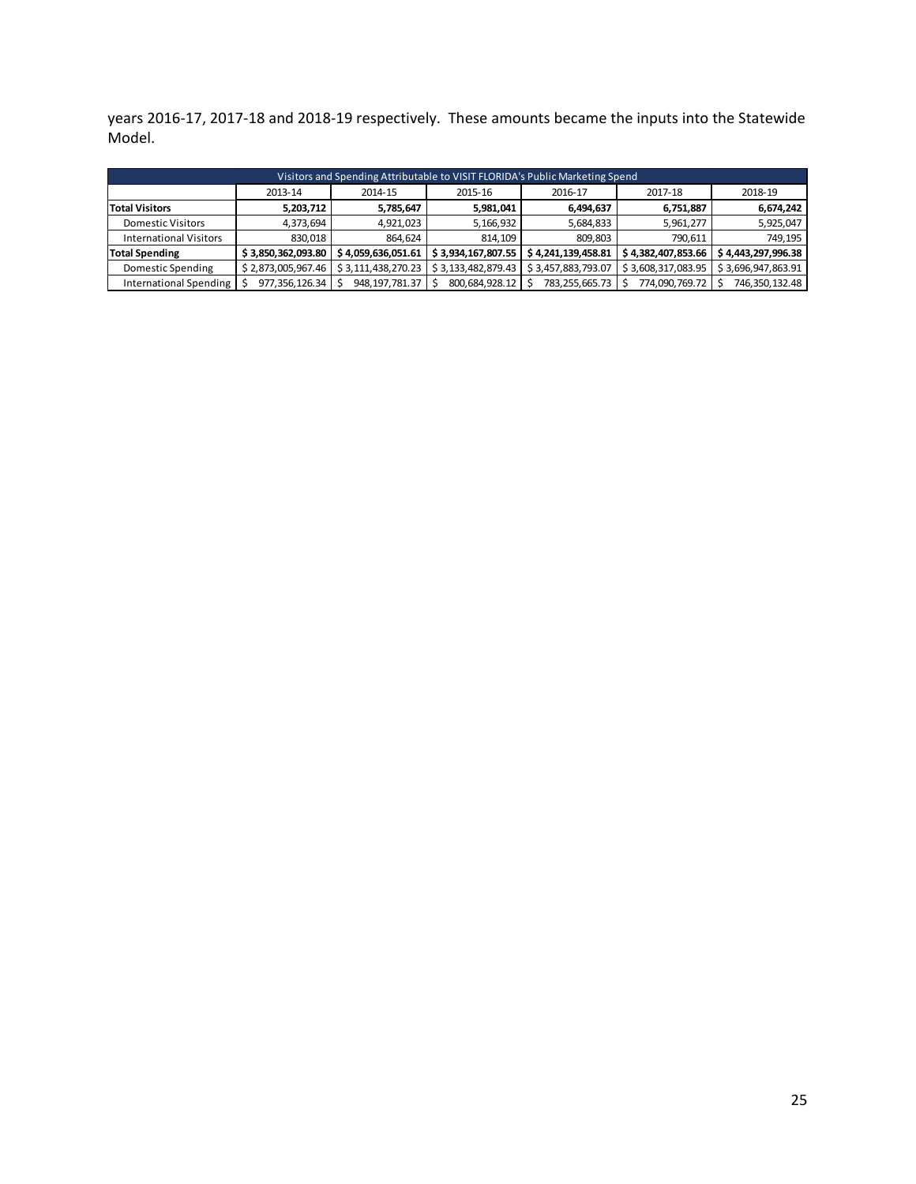years 2016-17, 2017-18 and 2018-19 respectively. These amounts became the inputs into the Statewide Model.

| Visitors and Spending Attributable to VISIT FLORIDA's Public Marketing Spend | | | | | | |
|---|---|---|---|---|---|---|
| | 2013-14 | 2014-15 | 2015-16 | 2016-17 | 2017-18 | 2018-19 |
| **Total Visitors** | **5,203,712** | **5,785,647** | **5,981,041** | **6,494,637** | **6,751,887** | **6,674,242** |
| Domestic Visitors | 4,373,694 | 4,921,023 | 5,166,932 | 5,684,833 | 5,961,277 | 5,925,047 |
| International Visitors | 830,018 | 864,624 | 814,109 | 809,803 | 790,611 | 749,195 |
| **Total Spending** | **$ 3,850,362,093.80** | **$ 4,059,636,051.61** | **$ 3,934,167,807.55** | **$ 4,241,139,458.81** | **$ 4,382,407,853.66** | **$ 4,443,297,996.38** |
| Domestic Spending | $ 2,873,005,967.46 | $ 3,111,438,270.23 | $ 3,133,482,879.43 | $ 3,457,883,793.07 | $ 3,608,317,083.95 | $ 3,696,947,863.91 |
| International Spending | $ 977,356,126.34 | $ 948,197,781.37 | $ 800,684,928.12 | $ 783,255,665.73 | $ 774,090,769.72 | $ 746,350,132.48 |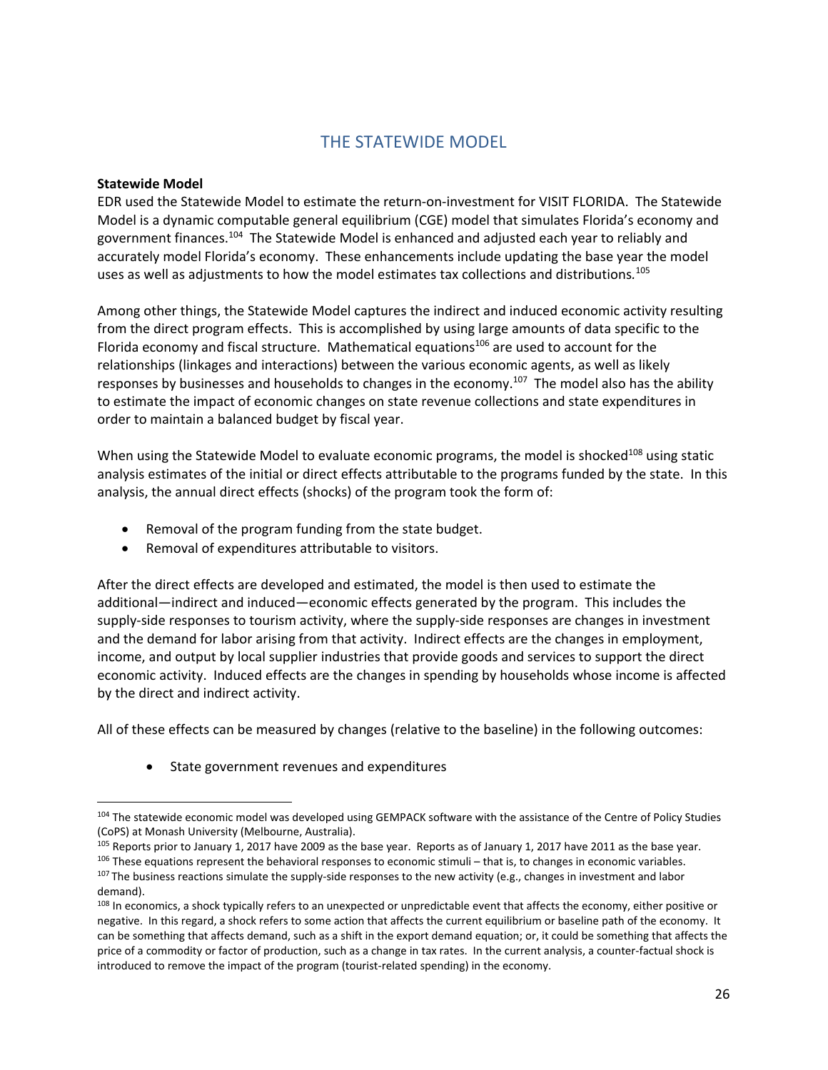# THE STATEWIDE MODEL

**Statewide Model**

EDR used the Statewide Model to estimate the return-on-investment for VISIT FLORIDA. The Statewide Model is a dynamic computable general equilibrium (CGE) model that simulates Florida's economy and government finances.[104] The Statewide Model is enhanced and adjusted each year to reliably and accurately model Florida's economy. These enhancements include updating the base year the model uses as well as adjustments to how the model estimates tax collections and distributions.[105]

Among other things, the Statewide Model captures the indirect and induced economic activity resulting from the direct program effects. This is accomplished by using large amounts of data specific to the Florida economy and fiscal structure. Mathematical equations[106] are used to account for the relationships (linkages and interactions) between the various economic agents, as well as likely responses by businesses and households to changes in the economy.[107] The model also has the ability to estimate the impact of economic changes on state revenue collections and state expenditures in order to maintain a balanced budget by fiscal year.

When using the Statewide Model to evaluate economic programs, the model is shocked[108] using static analysis estimates of the initial or direct effects attributable to the programs funded by the state. In this analysis, the annual direct effects (shocks) of the program took the form of:

- Removal of the program funding from the state budget.
- Removal of expenditures attributable to visitors.

After the direct effects are developed and estimated, the model is then used to estimate the additional—indirect and induced—economic effects generated by the program. This includes the supply-side responses to tourism activity, where the supply-side responses are changes in investment and the demand for labor arising from that activity. Indirect effects are the changes in employment, income, and output by local supplier industries that provide goods and services to support the direct economic activity. Induced effects are the changes in spending by households whose income is affected by the direct and indirect activity.

All of these effects can be measured by changes (relative to the baseline) in the following outcomes:

- State government revenues and expenditures

---

[104] The statewide economic model was developed using GEMPACK software with the assistance of the Centre of Policy Studies (CoPS) at Monash University (Melbourne, Australia).

[105] Reports prior to January 1, 2017 have 2009 as the base year. Reports as of January 1, 2017 have 2011 as the base year.

[106] These equations represent the behavioral responses to economic stimuli – that is, to changes in economic variables.

[107] The business reactions simulate the supply-side responses to the new activity (e.g., changes in investment and labor demand).

[108] In economics, a shock typically refers to an unexpected or unpredictable event that affects the economy, either positive or negative. In this regard, a shock refers to some action that affects the current equilibrium or baseline path of the economy. It can be something that affects demand, such as a shift in the export demand equation; or, it could be something that affects the price of a commodity or factor of production, such as a change in tax rates. In the current analysis, a counter-factual shock is introduced to remove the impact of the program (tourist-related spending) in the economy.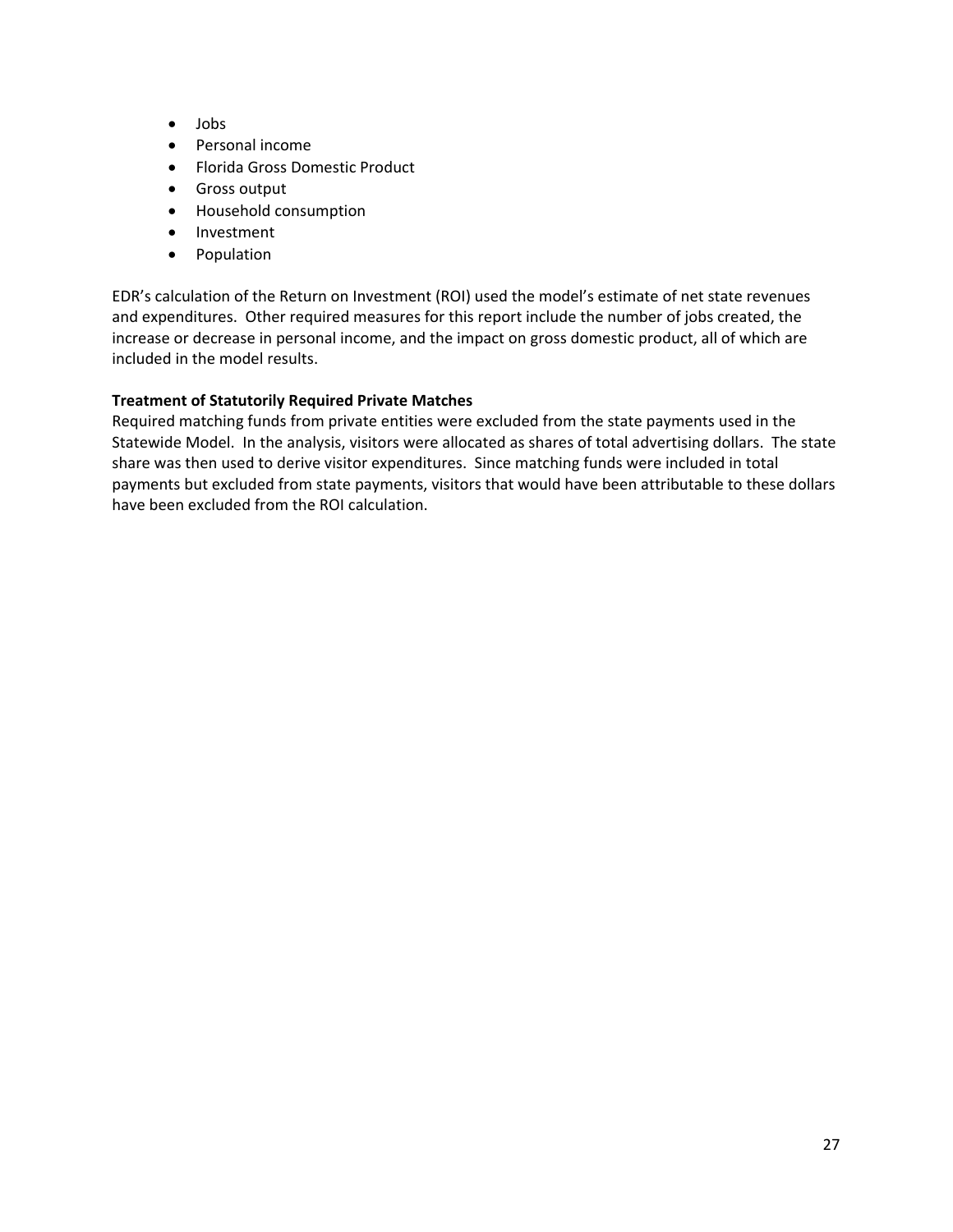- Jobs
- Personal income
- Florida Gross Domestic Product
- Gross output
- Household consumption
- Investment
- Population

EDR's calculation of the Return on Investment (ROI) used the model's estimate of net state revenues and expenditures. Other required measures for this report include the number of jobs created, the increase or decrease in personal income, and the impact on gross domestic product, all of which are included in the model results.

**Treatment of Statutorily Required Private Matches**

Required matching funds from private entities were excluded from the state payments used in the Statewide Model. In the analysis, visitors were allocated as shares of total advertising dollars. The state share was then used to derive visitor expenditures. Since matching funds were included in total payments but excluded from state payments, visitors that would have been attributable to these dollars have been excluded from the ROI calculation.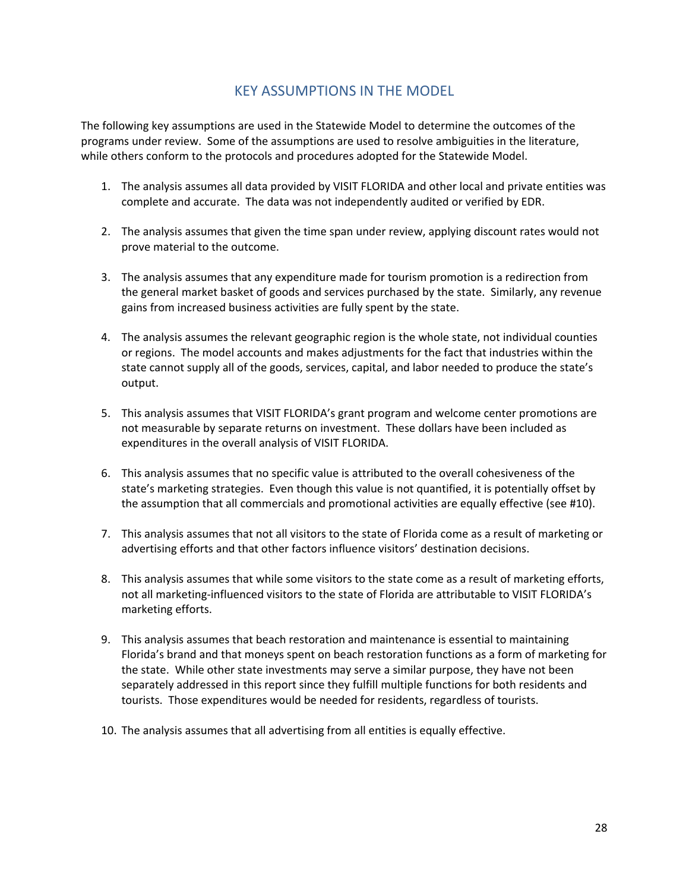# KEY ASSUMPTIONS IN THE MODEL

The following key assumptions are used in the Statewide Model to determine the outcomes of the programs under review. Some of the assumptions are used to resolve ambiguities in the literature, while others conform to the protocols and procedures adopted for the Statewide Model.

1. The analysis assumes all data provided by VISIT FLORIDA and other local and private entities was complete and accurate. The data was not independently audited or verified by EDR.

2. The analysis assumes that given the time span under review, applying discount rates would not prove material to the outcome.

3. The analysis assumes that any expenditure made for tourism promotion is a redirection from the general market basket of goods and services purchased by the state. Similarly, any revenue gains from increased business activities are fully spent by the state.

4. The analysis assumes the relevant geographic region is the whole state, not individual counties or regions. The model accounts and makes adjustments for the fact that industries within the state cannot supply all of the goods, services, capital, and labor needed to produce the state's output.

5. This analysis assumes that VISIT FLORIDA's grant program and welcome center promotions are not measurable by separate returns on investment. These dollars have been included as expenditures in the overall analysis of VISIT FLORIDA.

6. This analysis assumes that no specific value is attributed to the overall cohesiveness of the state's marketing strategies. Even though this value is not quantified, it is potentially offset by the assumption that all commercials and promotional activities are equally effective (see #10).

7. This analysis assumes that not all visitors to the state of Florida come as a result of marketing or advertising efforts and that other factors influence visitors' destination decisions.

8. This analysis assumes that while some visitors to the state come as a result of marketing efforts, not all marketing-influenced visitors to the state of Florida are attributable to VISIT FLORIDA's marketing efforts.

9. This analysis assumes that beach restoration and maintenance is essential to maintaining Florida's brand and that moneys spent on beach restoration functions as a form of marketing for the state. While other state investments may serve a similar purpose, they have not been separately addressed in this report since they fulfill multiple functions for both residents and tourists. Those expenditures would be needed for residents, regardless of tourists.

10. The analysis assumes that all advertising from all entities is equally effective.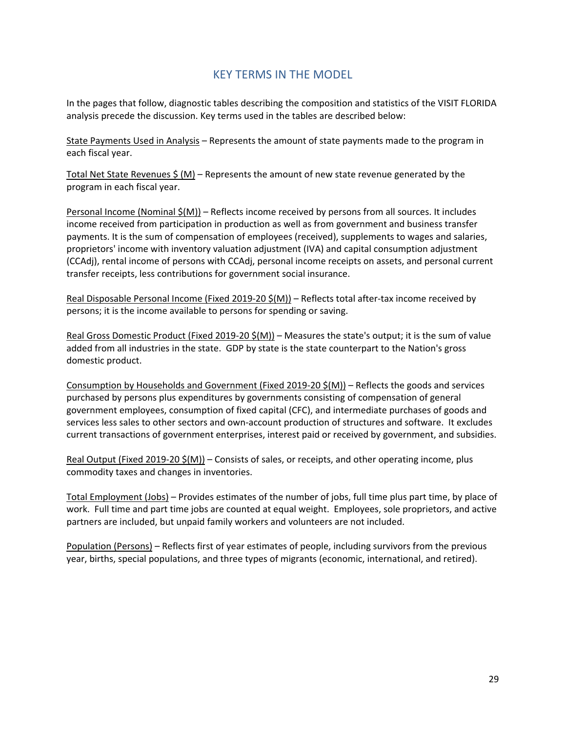## KEY TERMS IN THE MODEL

In the pages that follow, diagnostic tables describing the composition and statistics of the VISIT FLORIDA analysis precede the discussion. Key terms used in the tables are described below:

State Payments Used in Analysis – Represents the amount of state payments made to the program in each fiscal year.

Total Net State Revenues $ (M) – Represents the amount of new state revenue generated by the program in each fiscal year.

Personal Income (Nominal $(M)) – Reflects income received by persons from all sources. It includes income received from participation in production as well as from government and business transfer payments. It is the sum of compensation of employees (received), supplements to wages and salaries, proprietors' income with inventory valuation adjustment (IVA) and capital consumption adjustment (CCAdj), rental income of persons with CCAdj, personal income receipts on assets, and personal current transfer receipts, less contributions for government social insurance.

Real Disposable Personal Income (Fixed 2019-20 $(M)) – Reflects total after-tax income received by persons; it is the income available to persons for spending or saving.

Real Gross Domestic Product (Fixed 2019-20 $(M)) – Measures the state's output; it is the sum of value added from all industries in the state. GDP by state is the state counterpart to the Nation's gross domestic product.

Consumption by Households and Government (Fixed 2019-20 $(M)) – Reflects the goods and services purchased by persons plus expenditures by governments consisting of compensation of general government employees, consumption of fixed capital (CFC), and intermediate purchases of goods and services less sales to other sectors and own-account production of structures and software. It excludes current transactions of government enterprises, interest paid or received by government, and subsidies.

Real Output (Fixed 2019-20 $(M)) – Consists of sales, or receipts, and other operating income, plus commodity taxes and changes in inventories.

Total Employment (Jobs) – Provides estimates of the number of jobs, full time plus part time, by place of work. Full time and part time jobs are counted at equal weight. Employees, sole proprietors, and active partners are included, but unpaid family workers and volunteers are not included.

Population (Persons) – Reflects first of year estimates of people, including survivors from the previous year, births, special populations, and three types of migrants (economic, international, and retired).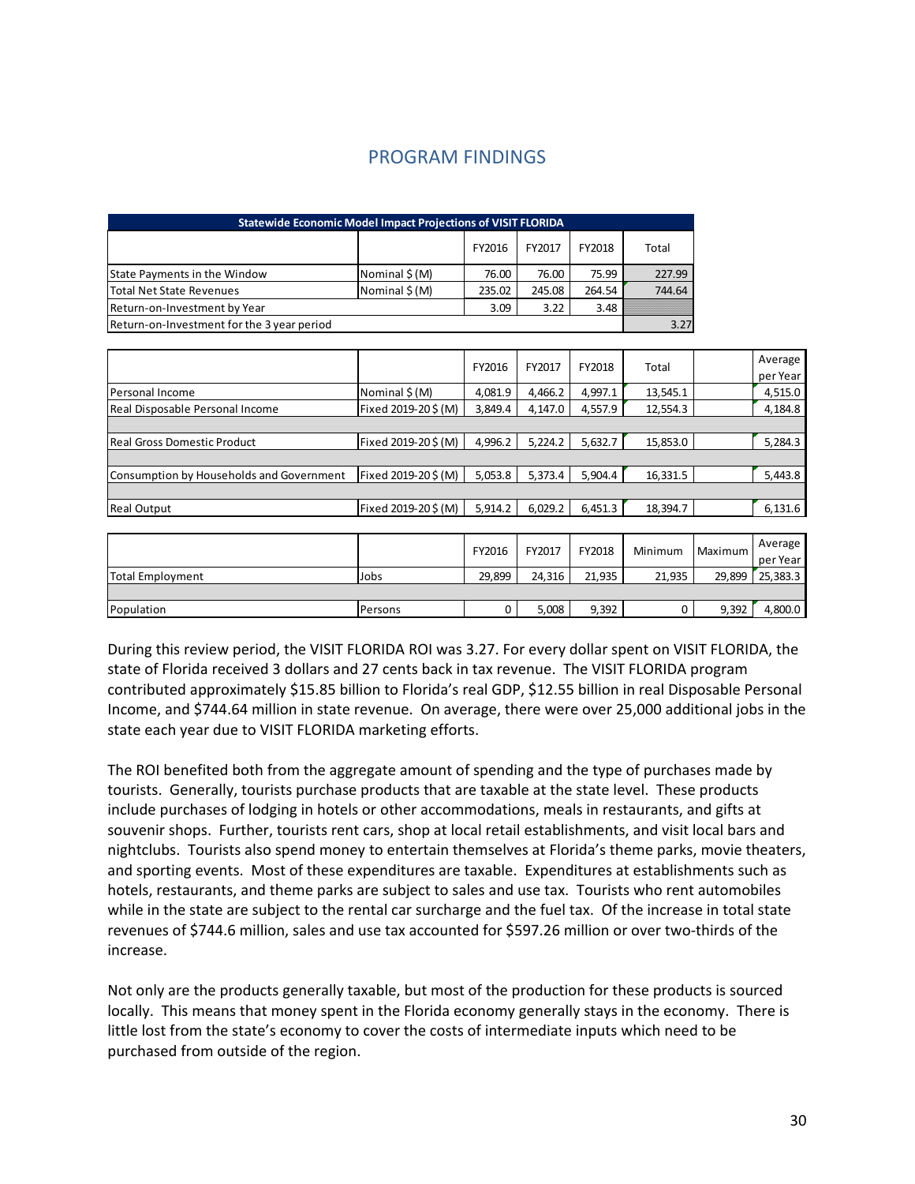## PROGRAM FINDINGS

| Statewide Economic Model Impact Projections of VISIT FLORIDA | | | | | |
|---|---|---|---|---|---|
| | | FY2016 | FY2017 | FY2018 | Total |
| State Payments in the Window | Nominal $ (M) | 76.00 | 76.00 | 75.99 | 227.99 |
| Total Net State Revenues | Nominal $ (M) | 235.02 | 245.08 | 264.54 | 744.64 |
| Return-on-Investment by Year | | 3.09 | 3.22 | 3.48 | |
| Return-on-Investment for the 3 year period | | | | | 3.27 |

| | | FY2016 | FY2017 | FY2018 | Total | | Average per Year |
|---|---|---|---|---|---|---|---|
| Personal Income | Nominal $ (M) | 4,081.9 | 4,466.2 | 4,997.1 | 13,545.1 | | 4,515.0 |
| Real Disposable Personal Income | Fixed 2019-20 $ (M) | 3,849.4 | 4,147.0 | 4,557.9 | 12,554.3 | | 4,184.8 |
| | | | | | | | |
| Real Gross Domestic Product | Fixed 2019-20 $ (M) | 4,996.2 | 5,224.2 | 5,632.7 | 15,853.0 | | 5,284.3 |
| | | | | | | | |
| Consumption by Households and Government | Fixed 2019-20 $ (M) | 5,053.8 | 5,373.4 | 5,904.4 | 16,331.5 | | 5,443.8 |
| | | | | | | | |
| Real Output | Fixed 2019-20 $ (M) | 5,914.2 | 6,029.2 | 6,451.3 | 18,394.7 | | 6,131.6 |

| | | FY2016 | FY2017 | FY2018 | Minimum | Maximum | Average per Year |
|---|---|---|---|---|---|---|---|
| Total Employment | Jobs | 29,899 | 24,316 | 21,935 | 21,935 | 29,899 | 25,383.3 |
| | | | | | | | |
| Population | Persons | 0 | 5,008 | 9,392 | 0 | 9,392 | 4,800.0 |

During this review period, the VISIT FLORIDA ROI was 3.27. For every dollar spent on VISIT FLORIDA, the state of Florida received 3 dollars and 27 cents back in tax revenue. The VISIT FLORIDA program contributed approximately $15.85 billion to Florida's real GDP, $12.55 billion in real Disposable Personal Income, and $744.64 million in state revenue. On average, there were over 25,000 additional jobs in the state each year due to VISIT FLORIDA marketing efforts.

The ROI benefited both from the aggregate amount of spending and the type of purchases made by tourists. Generally, tourists purchase products that are taxable at the state level. These products include purchases of lodging in hotels or other accommodations, meals in restaurants, and gifts at souvenir shops. Further, tourists rent cars, shop at local retail establishments, and visit local bars and nightclubs. Tourists also spend money to entertain themselves at Florida's theme parks, movie theaters, and sporting events. Most of these expenditures are taxable. Expenditures at establishments such as hotels, restaurants, and theme parks are subject to sales and use tax. Tourists who rent automobiles while in the state are subject to the rental car surcharge and the fuel tax. Of the increase in total state revenues of $744.6 million, sales and use tax accounted for $597.26 million or over two-thirds of the increase.

Not only are the products generally taxable, but most of the production for these products is sourced locally. This means that money spent in the Florida economy generally stays in the economy. There is little lost from the state's economy to cover the costs of intermediate inputs which need to be purchased from outside of the region.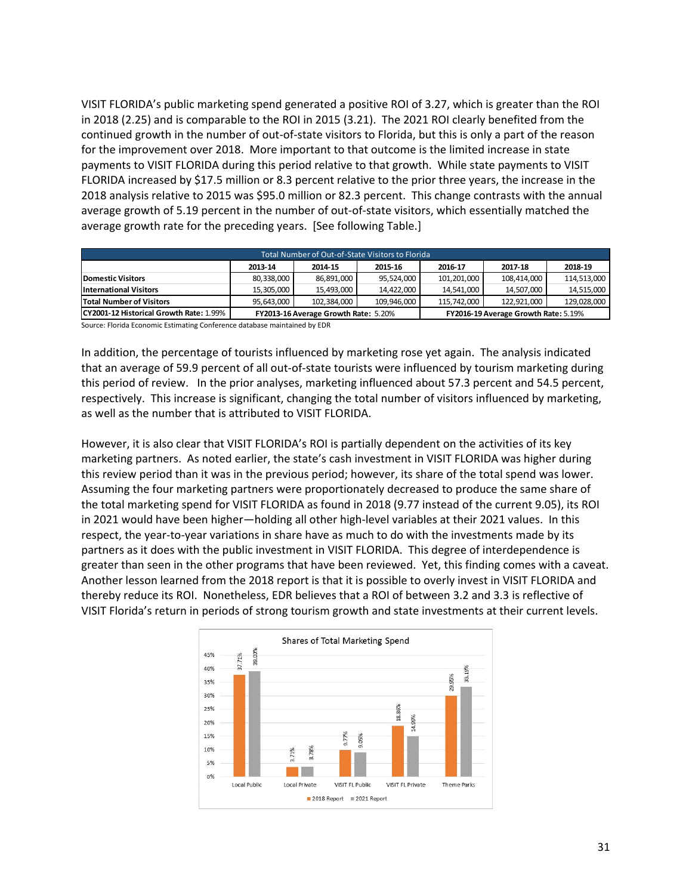VISIT FLORIDA's public marketing spend generated a positive ROI of 3.27, which is greater than the ROI in 2018 (2.25) and is comparable to the ROI in 2015 (3.21). The 2021 ROI clearly benefited from the continued growth in the number of out-of-state visitors to Florida, but this is only a part of the reason for the improvement over 2018. More important to that outcome is the limited increase in state payments to VISIT FLORIDA during this period relative to that growth. While state payments to VISIT FLORIDA increased by $17.5 million or 8.3 percent relative to the prior three years, the increase in the 2018 analysis relative to 2015 was $95.0 million or 82.3 percent. This change contrasts with the annual average growth of 5.19 percent in the number of out-of-state visitors, which essentially matched the average growth rate for the preceding years. [See following Table.]

| Total Number of Out-of-State Visitors to Florida | | | | | | |
|---|---|---|---|---|---|---|
| | **2013-14** | **2014-15** | **2015-16** | **2016-17** | **2017-18** | **2018-19** |
| **Domestic Visitors** | 80,338,000 | 86,891,000 | 95,524,000 | 101,201,000 | 108,414,000 | 114,513,000 |
| **International Visitors** | 15,305,000 | 15,493,000 | 14,422,000 | 14,541,000 | 14,507,000 | 14,515,000 |
| **Total Number of Visitors** | 95,643,000 | 102,384,000 | 109,946,000 | 115,742,000 | 122,921,000 | 129,028,000 |
| **CY2001-12 Historical Growth Rate:** 1.99% | **FY2013-16 Average Growth Rate:** 5.20% | | | **FY2016-19 Average Growth Rate:** 5.19% | | |

Source: Florida Economic Estimating Conference database maintained by EDR

In addition, the percentage of tourists influenced by marketing rose yet again. The analysis indicated that an average of 59.9 percent of all out-of-state tourists were influenced by tourism marketing during this period of review. In the prior analyses, marketing influenced about 57.3 percent and 54.5 percent, respectively. This increase is significant, changing the total number of visitors influenced by marketing, as well as the number that is attributed to VISIT FLORIDA.

However, it is also clear that VISIT FLORIDA's ROI is partially dependent on the activities of its key marketing partners. As noted earlier, the state's cash investment in VISIT FLORIDA was higher during this review period than it was in the previous period; however, its share of the total spend was lower. Assuming the four marketing partners were proportionately decreased to produce the same share of the total marketing spend for VISIT FLORIDA as found in 2018 (9.77 instead of the current 9.05), its ROI in 2021 would have been higher—holding all other high-level variables at their 2021 values. In this respect, the year-to-year variations in share have as much to do with the investments made by its partners as it does with the public investment in VISIT FLORIDA. This degree of interdependence is greater than seen in the other programs that have been reviewed. Yet, this finding comes with a caveat. Another lesson learned from the 2018 report is that it is possible to overly invest in VISIT FLORIDA and thereby reduce its ROI. Nonetheless, EDR believes that a ROI of between 3.2 and 3.3 is reflective of VISIT Florida's return in periods of strong tourism growth and state investments at their current levels.

Shares of Total Marketing Spend

45%
40%
35%
30%
25%
20%
15%
10%
5%
0%

Local Public: 37.71%, 39.00%
Local Private: 3.71%, 3.78%
VISIT FL Public: 9.77%, 9.05%
VISIT FL Private: 18.86%, 14.99%
Theme Parks: 29.95%, 33.19%

2018 Report
2021 Report